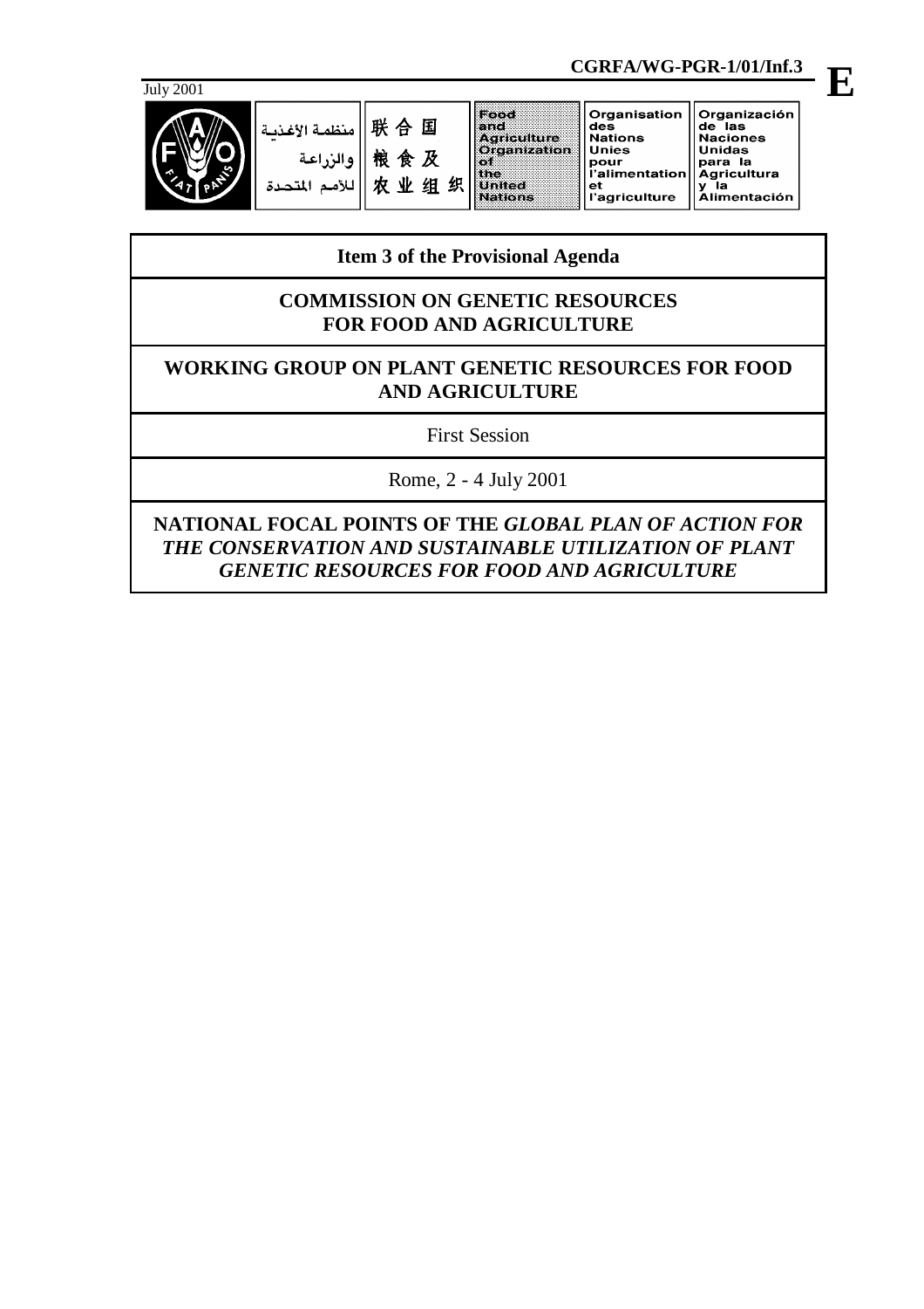CGRFA/WG-PGR-1/01/Inf.3

**E**

July 2001

منظمة الأغذية والزراعة للأمم المتحدة | 联合国粮食及农业组织 | Food and Agriculture Organization of the United Nations | Organisation des Nations Unies pour l'alimentation et l'agriculture | Organización de las Naciones Unidas para la Agricultura y la Alimentación

**Item 3 of the Provisional Agenda**

# COMMISSION ON GENETIC RESOURCES FOR FOOD AND AGRICULTURE

## WORKING GROUP ON PLANT GENETIC RESOURCES FOR FOOD AND AGRICULTURE

First Session

Rome, 2 - 4 July 2001

## NATIONAL FOCAL POINTS OF THE *GLOBAL PLAN OF ACTION FOR THE CONSERVATION AND SUSTAINABLE UTILIZATION OF PLANT GENETIC RESOURCES FOR FOOD AND AGRICULTURE*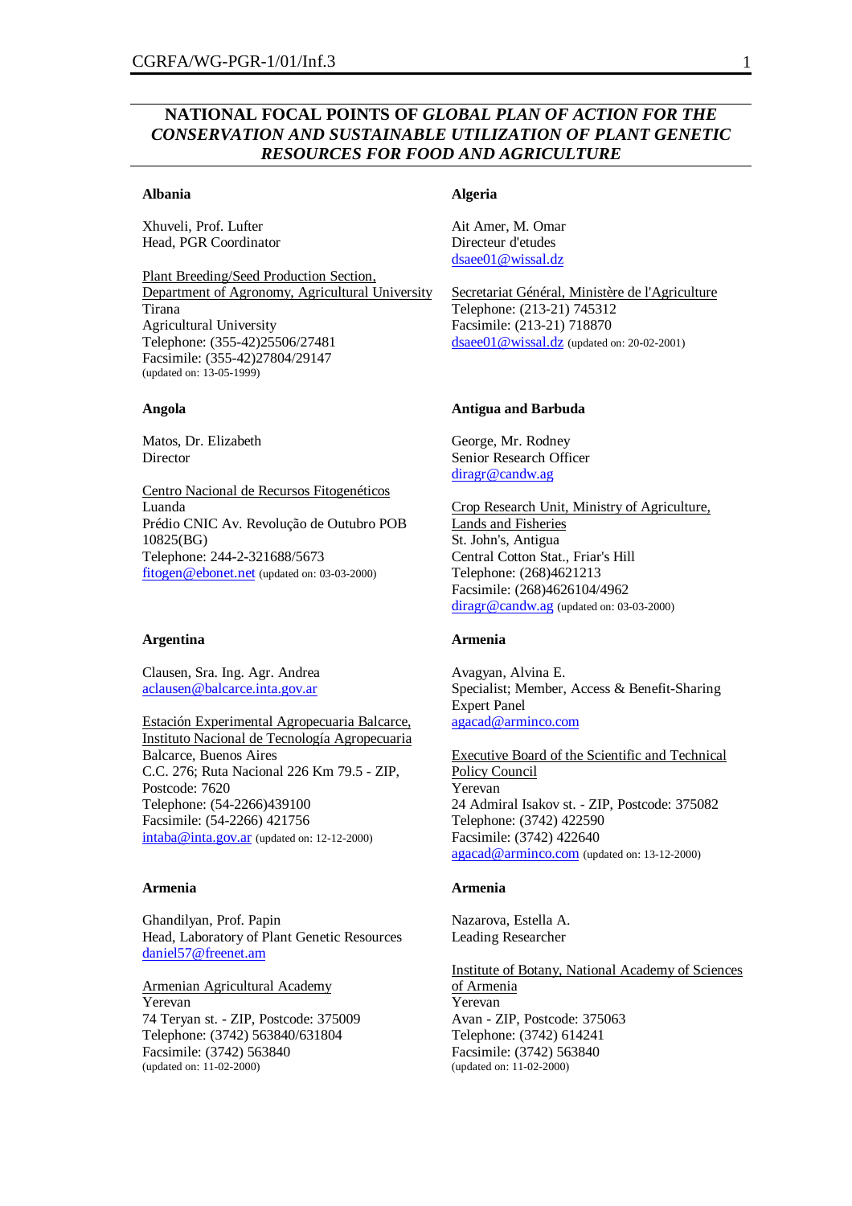## NATIONAL FOCAL POINTS OF *GLOBAL PLAN OF ACTION FOR THE CONSERVATION AND SUSTAINABLE UTILIZATION OF PLANT GENETIC RESOURCES FOR FOOD AND AGRICULTURE*

**Albania**

Xhuveli, Prof. Lufter
Head, PGR Coordinator

Plant Breeding/Seed Production Section, Department of Agronomy, Agricultural University
Tirana
Agricultural University
Telephone: (355-42)25506/27481
Facsimile: (355-42)27804/29147
(updated on: 13-05-1999)

**Algeria**

Ait Amer, M. Omar
Directeur d'etudes
dsaee01@wissal.dz

Secretariat Général, Ministère de l'Agriculture
Telephone: (213-21) 745312
Facsimile: (213-21) 718870
dsaee01@wissal.dz (updated on: 20-02-2001)

**Angola**

Matos, Dr. Elizabeth
Director

Centro Nacional de Recursos Fitogenéticos
Luanda
Prédio CNIC Av. Revolução de Outubro POB 10825(BG)
Telephone: 244-2-321688/5673
fitogen@ebonet.net (updated on: 03-03-2000)

**Antigua and Barbuda**

George, Mr. Rodney
Senior Research Officer
diragr@candw.ag

Crop Research Unit, Ministry of Agriculture, Lands and Fisheries
St. John's, Antigua
Central Cotton Stat., Friar's Hill
Telephone: (268)4621213
Facsimile: (268)4626104/4962
diragr@candw.ag (updated on: 03-03-2000)

**Argentina**

Clausen, Sra. Ing. Agr. Andrea
aclausen@balcarce.inta.gov.ar

Estación Experimental Agropecuaria Balcarce, Instituto Nacional de Tecnología Agropecuaria
Balcarce, Buenos Aires
C.C. 276; Ruta Nacional 226 Km 79.5 - ZIP, Postcode: 7620
Telephone: (54-2266)439100
Facsimile: (54-2266) 421756
intaba@inta.gov.ar (updated on: 12-12-2000)

**Armenia**

Avagyan, Alvina E.
Specialist; Member, Access & Benefit-Sharing Expert Panel
agacad@arminco.com

Executive Board of the Scientific and Technical Policy Council
Yerevan
24 Admiral Isakov st. - ZIP, Postcode: 375082
Telephone: (3742) 422590
Facsimile: (3742) 422640
agacad@arminco.com (updated on: 13-12-2000)

**Armenia**

Ghandilyan, Prof. Papin
Head, Laboratory of Plant Genetic Resources
daniel57@freenet.am

Armenian Agricultural Academy
Yerevan
74 Teryan st. - ZIP, Postcode: 375009
Telephone: (3742) 563840/631804
Facsimile: (3742) 563840
(updated on: 11-02-2000)

**Armenia**

Nazarova, Estella A.
Leading Researcher

Institute of Botany, National Academy of Sciences of Armenia
Yerevan
Avan - ZIP, Postcode: 375063
Telephone: (3742) 614241
Facsimile: (3742) 563840
(updated on: 11-02-2000)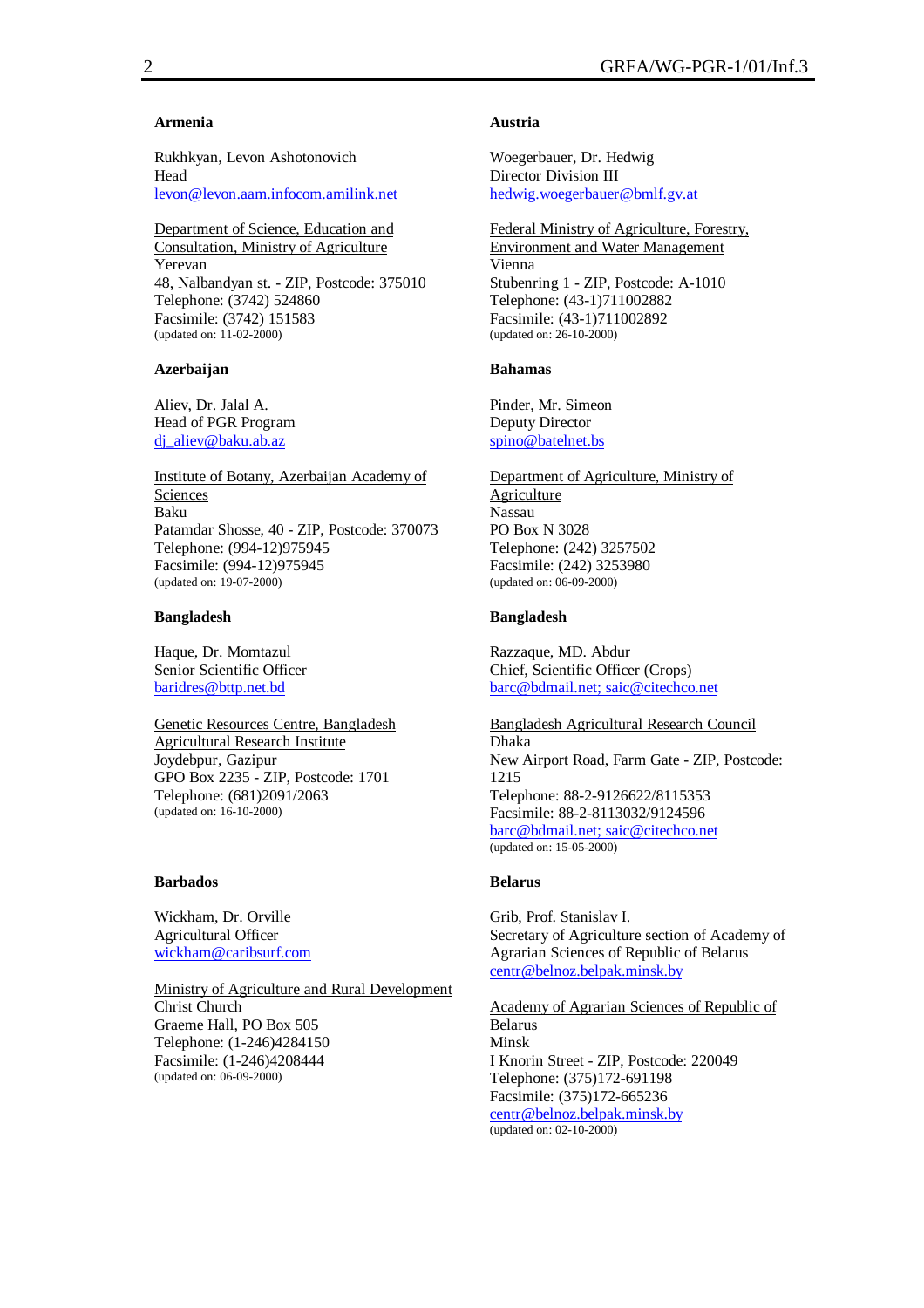**Armenia**

Rukhkyan, Levon Ashotonovich
Head
levon@levon.aam.infocom.amilink.net

Department of Science, Education and Consultation, Ministry of Agriculture
Yerevan
48, Nalbandyan st. - ZIP, Postcode: 375010
Telephone: (3742) 524860
Facsimile: (3742) 151583
(updated on: 11-02-2000)

**Austria**

Woegerbauer, Dr. Hedwig
Director Division III
hedwig.woegerbauer@bmlf.gv.at

Federal Ministry of Agriculture, Forestry, Environment and Water Management
Vienna
Stubenring 1 - ZIP, Postcode: A-1010
Telephone: (43-1)711002882
Facsimile: (43-1)711002892
(updated on: 26-10-2000)

**Azerbaijan**

Aliev, Dr. Jalal A.
Head of PGR Program
dj_aliev@baku.ab.az

Institute of Botany, Azerbaijan Academy of Sciences
Baku
Patamdar Shosse, 40 - ZIP, Postcode: 370073
Telephone: (994-12)975945
Facsimile: (994-12)975945
(updated on: 19-07-2000)

**Bahamas**

Pinder, Mr. Simeon
Deputy Director
spino@batelnet.bs

Department of Agriculture, Ministry of Agriculture
Nassau
PO Box N 3028
Telephone: (242) 3257502
Facsimile: (242) 3253980
(updated on: 06-09-2000)

**Bangladesh**

Haque, Dr. Momtazul
Senior Scientific Officer
baridres@bttp.net.bd

Genetic Resources Centre, Bangladesh Agricultural Research Institute
Joydebpur, Gazipur
GPO Box 2235 - ZIP, Postcode: 1701
Telephone: (681)2091/2063
(updated on: 16-10-2000)

**Bangladesh**

Razzaque, MD. Abdur
Chief, Scientific Officer (Crops)
barc@bdmail.net; saic@citechco.net

Bangladesh Agricultural Research Council
Dhaka
New Airport Road, Farm Gate - ZIP, Postcode: 1215
Telephone: 88-2-9126622/8115353
Facsimile: 88-2-8113032/9124596
barc@bdmail.net; saic@citechco.net
(updated on: 15-05-2000)

**Barbados**

Wickham, Dr. Orville
Agricultural Officer
wickham@caribsurf.com

Ministry of Agriculture and Rural Development
Christ Church
Graeme Hall, PO Box 505
Telephone: (1-246)4284150
Facsimile: (1-246)4208444
(updated on: 06-09-2000)

**Belarus**

Grib, Prof. Stanislav I.
Secretary of Agriculture section of Academy of Agrarian Sciences of Republic of Belarus
centr@belnoz.belpak.minsk.by

Academy of Agrarian Sciences of Republic of Belarus
Minsk
I Knorin Street - ZIP, Postcode: 220049
Telephone: (375)172-691198
Facsimile: (375)172-665236
centr@belnoz.belpak.minsk.by
(updated on: 02-10-2000)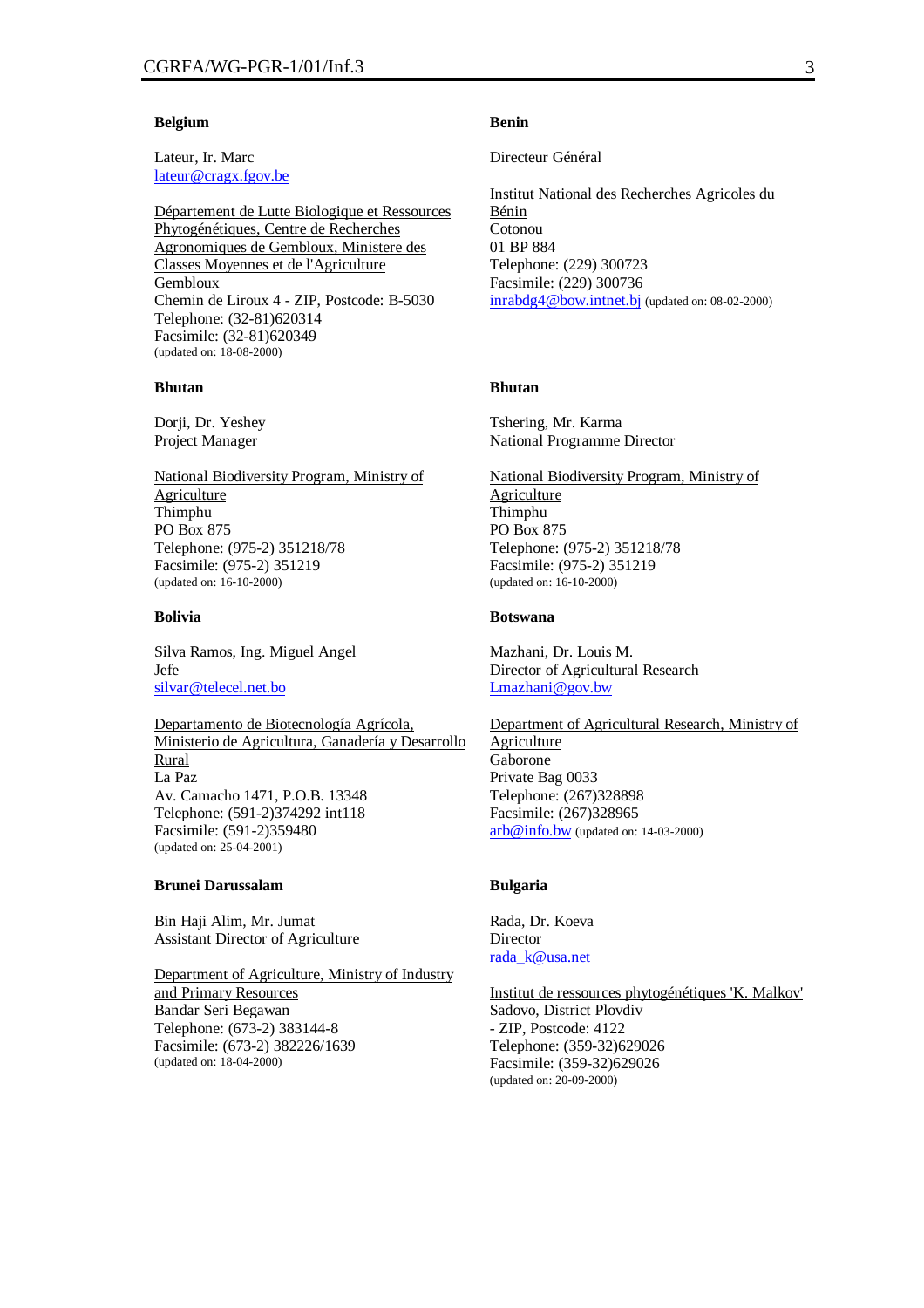**Belgium**

Lateur, Ir. Marc
lateur@cragx.fgov.be

Département de Lutte Biologique et Ressources Phytogénétiques, Centre de Recherches Agronomiques de Gembloux, Ministere des Classes Moyennes et de l'Agriculture
Gembloux
Chemin de Liroux 4 - ZIP, Postcode: B-5030
Telephone: (32-81)620314
Facsimile: (32-81)620349
(updated on: 18-08-2000)

**Benin**

Directeur Général

Institut National des Recherches Agricoles du Bénin
Cotonou
01 BP 884
Telephone: (229) 300723
Facsimile: (229) 300736
inrabdg4@bow.intnet.bj (updated on: 08-02-2000)

**Bhutan**

Dorji, Dr. Yeshey
Project Manager

National Biodiversity Program, Ministry of Agriculture
Thimphu
PO Box 875
Telephone: (975-2) 351218/78
Facsimile: (975-2) 351219
(updated on: 16-10-2000)

**Bhutan**

Tshering, Mr. Karma
National Programme Director

National Biodiversity Program, Ministry of Agriculture
Thimphu
PO Box 875
Telephone: (975-2) 351218/78
Facsimile: (975-2) 351219
(updated on: 16-10-2000)

**Bolivia**

Silva Ramos, Ing. Miguel Angel
Jefe
silvar@telecel.net.bo

Departamento de Biotecnología Agrícola, Ministerio de Agricultura, Ganadería y Desarrollo Rural
La Paz
Av. Camacho 1471, P.O.B. 13348
Telephone: (591-2)374292 int118
Facsimile: (591-2)359480
(updated on: 25-04-2001)

**Botswana**

Mazhani, Dr. Louis M.
Director of Agricultural Research
Lmazhani@gov.bw

Department of Agricultural Research, Ministry of Agriculture
Gaborone
Private Bag 0033
Telephone: (267)328898
Facsimile: (267)328965
arb@info.bw (updated on: 14-03-2000)

**Brunei Darussalam**

Bin Haji Alim, Mr. Jumat
Assistant Director of Agriculture

Department of Agriculture, Ministry of Industry and Primary Resources
Bandar Seri Begawan
Telephone: (673-2) 383144-8
Facsimile: (673-2) 382226/1639
(updated on: 18-04-2000)

**Bulgaria**

Rada, Dr. Koeva
Director
rada_k@usa.net

Institut de ressources phytogénétiques 'K. Malkov'
Sadovo, District Plovdiv
- ZIP, Postcode: 4122
Telephone: (359-32)629026
Facsimile: (359-32)629026
(updated on: 20-09-2000)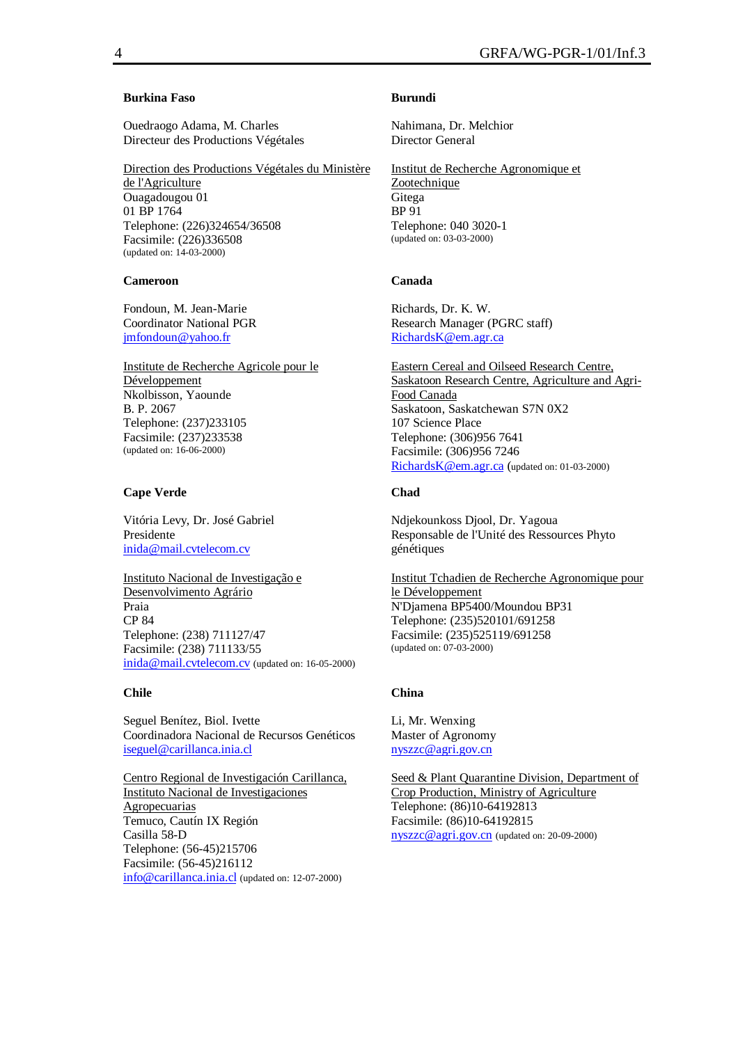**Burkina Faso**

Ouedraogo Adama, M. Charles
Directeur des Productions Végétales

Direction des Productions Végétales du Ministère de l'Agriculture
Ouagadougou 01
01 BP 1764
Telephone: (226)324654/36508
Facsimile: (226)336508
(updated on: 14-03-2000)

**Burundi**

Nahimana, Dr. Melchior
Director General

Institut de Recherche Agronomique et Zootechnique
Gitega
BP 91
Telephone: 040 3020-1
(updated on: 03-03-2000)

**Cameroon**

Fondoun, M. Jean-Marie
Coordinator National PGR
jmfondoun@yahoo.fr

Institute de Recherche Agricole pour le Développement
Nkolbisson, Yaounde
B. P. 2067
Telephone: (237)233105
Facsimile: (237)233538
(updated on: 16-06-2000)

**Canada**

Richards, Dr. K. W.
Research Manager (PGRC staff)
RichardsK@em.agr.ca

Eastern Cereal and Oilseed Research Centre, Saskatoon Research Centre, Agriculture and Agri-Food Canada
Saskatoon, Saskatchewan S7N 0X2
107 Science Place
Telephone: (306)956 7641
Facsimile: (306)956 7246
RichardsK@em.agr.ca (updated on: 01-03-2000)

**Cape Verde**

Vitória Levy, Dr. José Gabriel
Presidente
inida@mail.cvtelecom.cv

Instituto Nacional de Investigação e Desenvolvimento Agrário
Praia
CP 84
Telephone: (238) 711127/47
Facsimile: (238) 711133/55
inida@mail.cvtelecom.cv (updated on: 16-05-2000)

**Chad**

Ndjekounkoss Djool, Dr. Yagoua
Responsable de l'Unité des Ressources Phyto génétiques

Institut Tchadien de Recherche Agronomique pour le Développement
N'Djamena BP5400/Moundou BP31
Telephone: (235)520101/691258
Facsimile: (235)525119/691258
(updated on: 07-03-2000)

**Chile**

Seguel Benítez, Biol. Ivette
Coordinadora Nacional de Recursos Genéticos
iseguel@carillanca.inia.cl

Centro Regional de Investigación Carillanca, Instituto Nacional de Investigaciones Agropecuarias
Temuco, Cautín IX Región
Casilla 58-D
Telephone: (56-45)215706
Facsimile: (56-45)216112
info@carillanca.inia.cl (updated on: 12-07-2000)

**China**

Li, Mr. Wenxing
Master of Agronomy
nyszzc@agri.gov.cn

Seed & Plant Quarantine Division, Department of Crop Production, Ministry of Agriculture
Telephone: (86)10-64192813
Facsimile: (86)10-64192815
nyszzc@agri.gov.cn (updated on: 20-09-2000)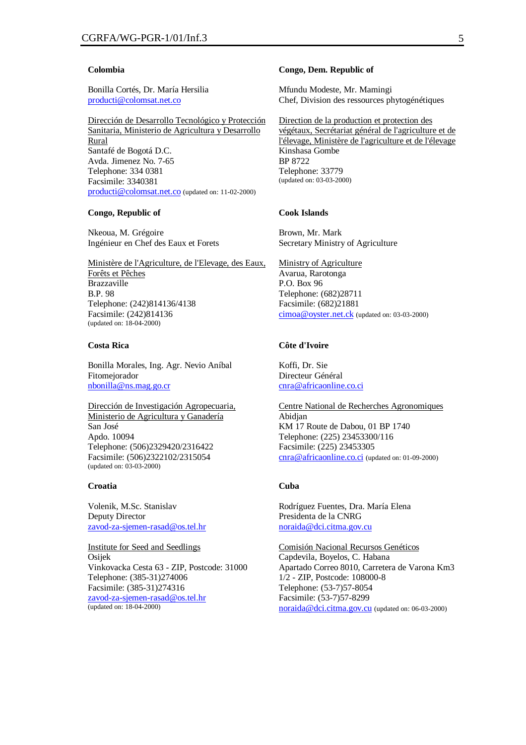**Colombia**

Bonilla Cortés, Dr. María Hersilia
producti@colomsat.net.co

Dirección de Desarrollo Tecnológico y Protección Sanitaria, Ministerio de Agricultura y Desarrollo Rural
Santafé de Bogotá D.C.
Avda. Jimenez No. 7-65
Telephone: 334 0381
Facsimile: 3340381
producti@colomsat.net.co (updated on: 11-02-2000)

**Congo, Dem. Republic of**

Mfundu Modeste, Mr. Mamingi
Chef, Division des ressources phytogénétiques

Direction de la production et protection des végétaux, Secrétariat général de l'agriculture et de l'élevage, Ministère de l'agriculture et de l'élevage
Kinshasa Gombe
BP 8722
Telephone: 33779
(updated on: 03-03-2000)

**Congo, Republic of**

Nkeoua, M. Grégoire
Ingénieur en Chef des Eaux et Forets

Ministère de l'Agriculture, de l'Elevage, des Eaux, Forêts et Pêches
Brazzaville
B.P. 98
Telephone: (242)814136/4138
Facsimile: (242)814136
(updated on: 18-04-2000)

**Cook Islands**

Brown, Mr. Mark
Secretary Ministry of Agriculture

Ministry of Agriculture
Avarua, Rarotonga
P.O. Box 96
Telephone: (682)28711
Facsimile: (682)21881
cimoa@oyster.net.ck (updated on: 03-03-2000)

**Costa Rica**

Bonilla Morales, Ing. Agr. Nevio Aníbal
Fitomejorador
nbonilla@ns.mag.go.cr

Dirección de Investigación Agropecuaria, Ministerio de Agricultura y Ganadería
San José
Apdo. 10094
Telephone: (506)2329420/2316422
Facsimile: (506)2322102/2315054
(updated on: 03-03-2000)

**Côte d'Ivoire**

Koffi, Dr. Sie
Directeur Général
cnra@africaonline.co.ci

Centre National de Recherches Agronomiques
Abidjan
KM 17 Route de Dabou, 01 BP 1740
Telephone: (225) 23453300/116
Facsimile: (225) 23453305
cnra@africaonline.co.ci (updated on: 01-09-2000)

**Croatia**

Volenik, M.Sc. Stanislav
Deputy Director
zavod-za-sjemen-rasad@os.tel.hr

Institute for Seed and Seedlings
Osijek
Vinkovacka Cesta 63 - ZIP, Postcode: 31000
Telephone: (385-31)274006
Facsimile: (385-31)274316
zavod-za-sjemen-rasad@os.tel.hr
(updated on: 18-04-2000)

**Cuba**

Rodríguez Fuentes, Dra. María Elena
Presidenta de la CNRG
noraida@dci.citma.gov.cu

Comisión Nacional Recursos Genéticos
Capdevila, Boyelos, C. Habana
Apartado Correo 8010, Carretera de Varona Km3 1/2 - ZIP, Postcode: 108000-8
Telephone: (53-7)57-8054
Facsimile: (53-7)57-8299
noraida@dci.citma.gov.cu (updated on: 06-03-2000)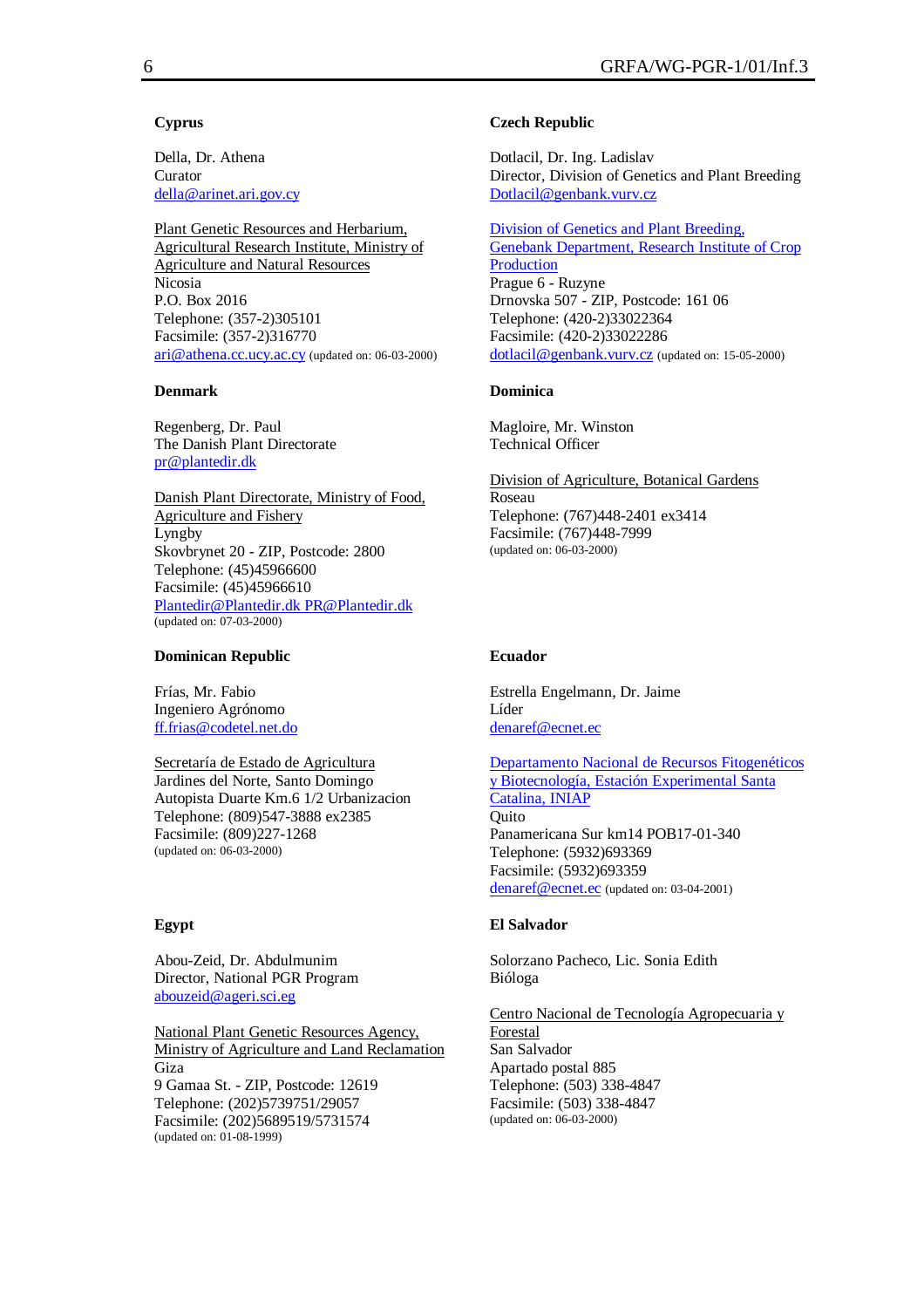**Cyprus**

Della, Dr. Athena
Curator
della@arinet.ari.gov.cy

Plant Genetic Resources and Herbarium, Agricultural Research Institute, Ministry of Agriculture and Natural Resources
Nicosia
P.O. Box 2016
Telephone: (357-2)305101
Facsimile: (357-2)316770
ari@athena.cc.ucy.ac.cy (updated on: 06-03-2000)

**Czech Republic**

Dotlacil, Dr. Ing. Ladislav
Director, Division of Genetics and Plant Breeding
Dotlacil@genbank.vurv.cz

Division of Genetics and Plant Breeding, Genebank Department, Research Institute of Crop Production
Prague 6 - Ruzyne
Drnovska 507 - ZIP, Postcode: 161 06
Telephone: (420-2)33022364
Facsimile: (420-2)33022286
dotlacil@genbank.vurv.cz (updated on: 15-05-2000)

**Denmark**

Regenberg, Dr. Paul
The Danish Plant Directorate
pr@plantedir.dk

Danish Plant Directorate, Ministry of Food, Agriculture and Fishery
Lyngby
Skovbrynet 20 - ZIP, Postcode: 2800
Telephone: (45)45966600
Facsimile: (45)45966610
Plantedir@Plantedir.dk PR@Plantedir.dk
(updated on: 07-03-2000)

**Dominica**

Magloire, Mr. Winston
Technical Officer

Division of Agriculture, Botanical Gardens
Roseau
Telephone: (767)448-2401 ex3414
Facsimile: (767)448-7999
(updated on: 06-03-2000)

**Dominican Republic**

Frías, Mr. Fabio
Ingeniero Agrónomo
ff.frias@codetel.net.do

Secretaría de Estado de Agricultura
Jardines del Norte, Santo Domingo
Autopista Duarte Km.6 1/2 Urbanizacion
Telephone: (809)547-3888 ex2385
Facsimile: (809)227-1268
(updated on: 06-03-2000)

**Ecuador**

Estrella Engelmann, Dr. Jaime
Líder
denaref@ecnet.ec

Departamento Nacional de Recursos Fitogenéticos y Biotecnología, Estación Experimental Santa Catalina, INIAP
Quito
Panamericana Sur km14 POB17-01-340
Telephone: (5932)693369
Facsimile: (5932)693359
denaref@ecnet.ec (updated on: 03-04-2001)

**Egypt**

Abou-Zeid, Dr. Abdulmunim
Director, National PGR Program
abouzeid@ageri.sci.eg

National Plant Genetic Resources Agency, Ministry of Agriculture and Land Reclamation
Giza
9 Gamaa St. - ZIP, Postcode: 12619
Telephone: (202)5739751/29057
Facsimile: (202)5689519/5731574
(updated on: 01-08-1999)

**El Salvador**

Solorzano Pacheco, Lic. Sonia Edith
Bióloga

Centro Nacional de Tecnología Agropecuaria y Forestal
San Salvador
Apartado postal 885
Telephone: (503) 338-4847
Facsimile: (503) 338-4847
(updated on: 06-03-2000)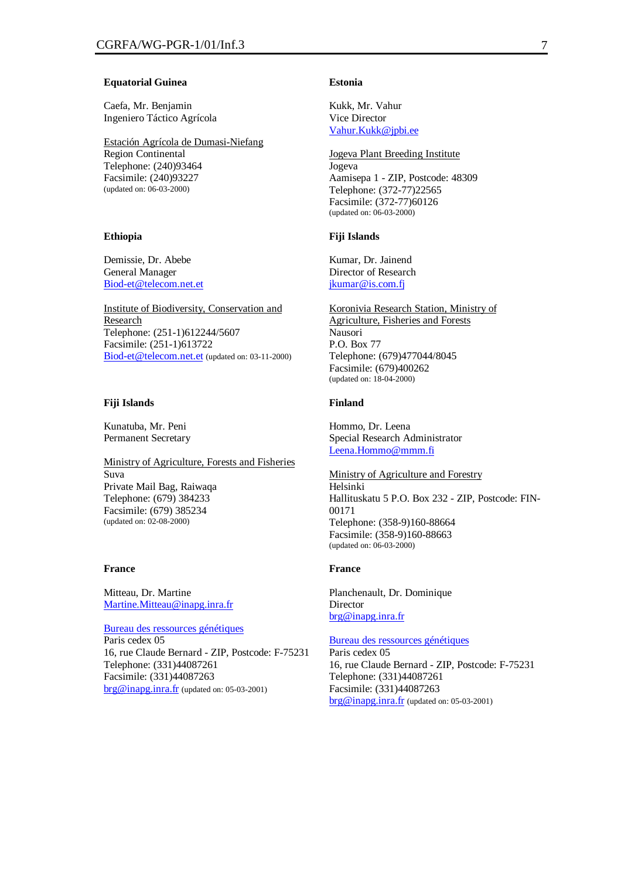### Equatorial Guinea

Caefa, Mr. Benjamin
Ingeniero Táctico Agrícola

Estación Agrícola de Dumasi-Niefang
Region Continental
Telephone: (240)93464
Facsimile: (240)93227
(updated on: 06-03-2000)

### Estonia

Kukk, Mr. Vahur
Vice Director
Vahur.Kukk@jpbi.ee

Jogeva Plant Breeding Institute
Jogeva
Aamisepa 1 - ZIP, Postcode: 48309
Telephone: (372-77)22565
Facsimile: (372-77)60126
(updated on: 06-03-2000)

### Ethiopia

Demissie, Dr. Abebe
General Manager
Biod-et@telecom.net.et

Institute of Biodiversity, Conservation and Research
Telephone: (251-1)612244/5607
Facsimile: (251-1)613722
Biod-et@telecom.net.et (updated on: 03-11-2000)

### Fiji Islands

Kumar, Dr. Jainend
Director of Research
jkumar@is.com.fj

Koronivia Research Station, Ministry of Agriculture, Fisheries and Forests
Nausori
P.O. Box 77
Telephone: (679)477044/8045
Facsimile: (679)400262
(updated on: 18-04-2000)

### Fiji Islands

Kunatuba, Mr. Peni
Permanent Secretary

Ministry of Agriculture, Forests and Fisheries
Suva
Private Mail Bag, Raiwaqa
Telephone: (679) 384233
Facsimile: (679) 385234
(updated on: 02-08-2000)

### Finland

Hommo, Dr. Leena
Special Research Administrator
Leena.Hommo@mmm.fi

Ministry of Agriculture and Forestry
Helsinki
Hallituskatu 5 P.O. Box 232 - ZIP, Postcode: FIN-00171
Telephone: (358-9)160-88664
Facsimile: (358-9)160-88663
(updated on: 06-03-2000)

### France

Mitteau, Dr. Martine
Martine.Mitteau@inapg.inra.fr

Bureau des ressources génétiques
Paris cedex 05
16, rue Claude Bernard - ZIP, Postcode: F-75231
Telephone: (331)44087261
Facsimile: (331)44087263
brg@inapg.inra.fr (updated on: 05-03-2001)

### France

Planchenault, Dr. Dominique
Director
brg@inapg.inra.fr

Bureau des ressources génétiques
Paris cedex 05
16, rue Claude Bernard - ZIP, Postcode: F-75231
Telephone: (331)44087261
Facsimile: (331)44087263
brg@inapg.inra.fr (updated on: 05-03-2001)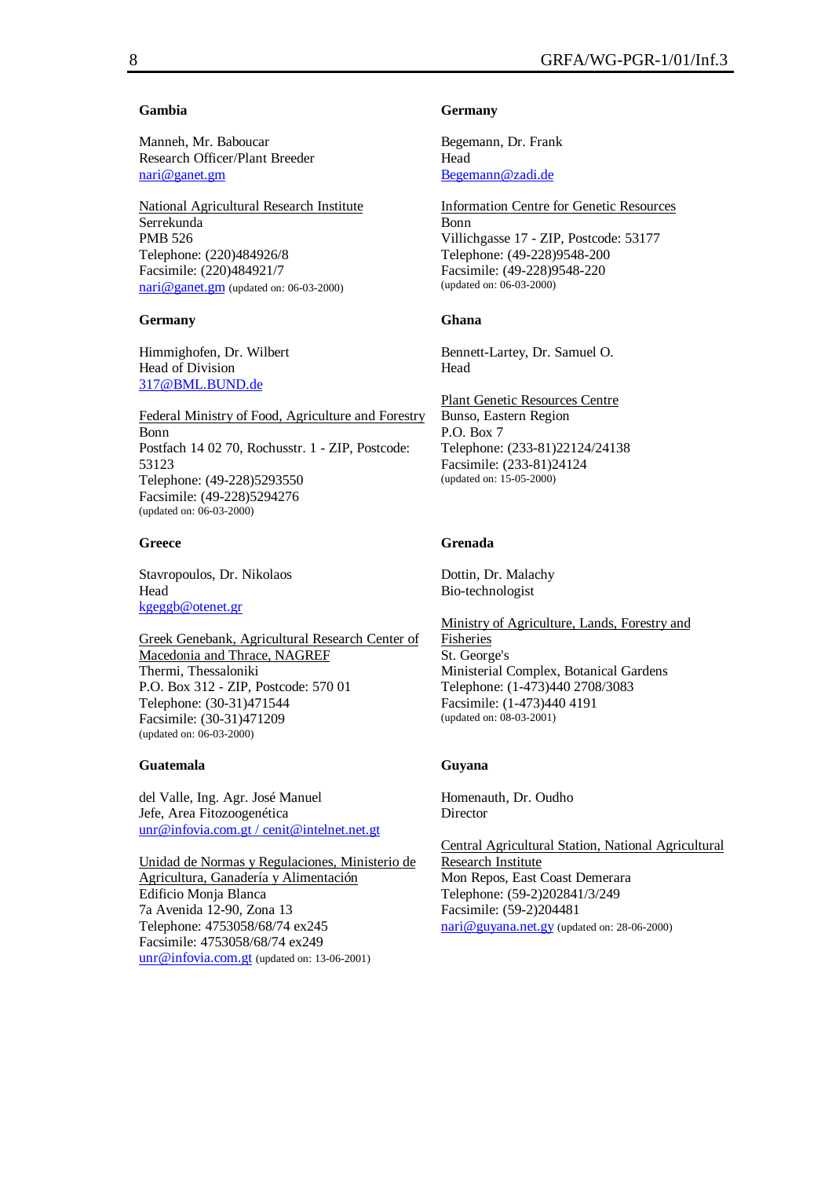### Gambia

Manneh, Mr. Babоucar
Research Officer/Plant Breeder
nari@ganet.gm

National Agricultural Research Institute
Serrekunda
PMB 526
Telephone: (220)484926/8
Facsimile: (220)484921/7
nari@ganet.gm (updated on: 06-03-2000)

### Germany

Himmighofen, Dr. Wilbert
Head of Division
317@BML.BUND.de

Federal Ministry of Food, Agriculture and Forestry
Bonn
Postfach 14 02 70, Rochusstr. 1 - ZIP, Postcode: 53123
Telephone: (49-228)5293550
Facsimile: (49-228)5294276
(updated on: 06-03-2000)

### Greece

Stavropoulos, Dr. Nikolaos
Head
kgeggb@otenet.gr

Greek Genebank, Agricultural Research Center of Macedonia and Thrace, NAGREF
Thermi, Thessaloniki
P.O. Box 312 - ZIP, Postcode: 570 01
Telephone: (30-31)471544
Facsimile: (30-31)471209
(updated on: 06-03-2000)

### Guatemala

del Valle, Ing. Agr. José Manuel
Jefe, Area Fitozoogenética
unr@infovia.com.gt / cenit@intelnet.net.gt

Unidad de Normas y Regulaciones, Ministerio de Agricultura, Ganadería y Alimentación
Edificio Monja Blanca
7a Avenida 12-90, Zona 13
Telephone: 4753058/68/74 ex245
Facsimile: 4753058/68/74 ex249
unr@infovia.com.gt (updated on: 13-06-2001)

### Germany

Begemann, Dr. Frank
Head
Begemann@zadi.de

Information Centre for Genetic Resources
Bonn
Villichgasse 17 - ZIP, Postcode: 53177
Telephone: (49-228)9548-200
Facsimile: (49-228)9548-220
(updated on: 06-03-2000)

### Ghana

Bennett-Lartey, Dr. Samuel O.
Head

Plant Genetic Resources Centre
Bunso, Eastern Region
P.O. Box 7
Telephone: (233-81)22124/24138
Facsimile: (233-81)24124
(updated on: 15-05-2000)

### Grenada

Dottin, Dr. Malachy
Bio-technologist

Ministry of Agriculture, Lands, Forestry and Fisheries
St. George's
Ministerial Complex, Botanical Gardens
Telephone: (1-473)440 2708/3083
Facsimile: (1-473)440 4191
(updated on: 08-03-2001)

### Guyana

Homenauth, Dr. Oudho
Director

Central Agricultural Station, National Agricultural Research Institute
Mon Repos, East Coast Demerara
Telephone: (59-2)202841/3/249
Facsimile: (59-2)204481
nari@guyana.net.gy (updated on: 28-06-2000)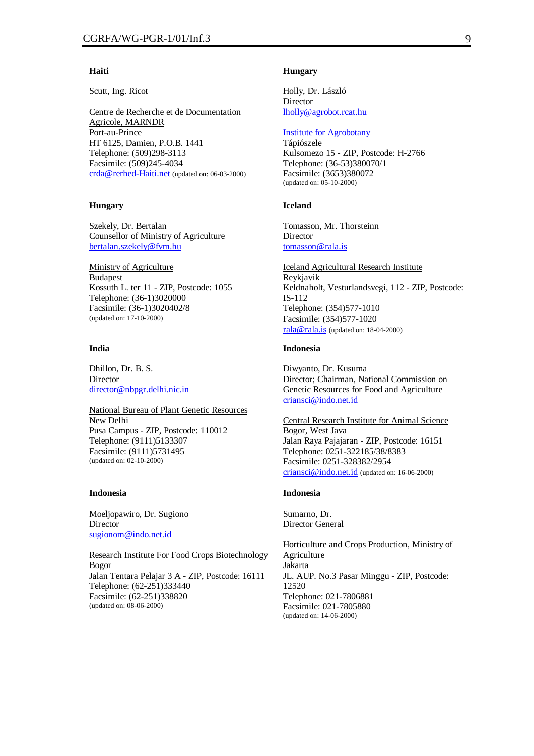### Haiti

Scutt, Ing. Ricot

Centre de Recherche et de Documentation Agricole, MARNDR
Port-au-Prince
HT 6125, Damien, P.O.B. 1441
Telephone: (509)298-3113
Facsimile: (509)245-4034
crda@rerhed-Haiti.net (updated on: 06-03-2000)

### Hungary

Szekely, Dr. Bertalan
Counsellor of Ministry of Agriculture
bertalan.szekely@fvm.hu

Ministry of Agriculture
Budapest
Kossuth L. ter 11 - ZIP, Postcode: 1055
Telephone: (36-1)3020000
Facsimile: (36-1)3020402/8
(updated on: 17-10-2000)

### India

Dhillon, Dr. B. S.
Director
director@nbpgr.delhi.nic.in

National Bureau of Plant Genetic Resources
New Delhi
Pusa Campus - ZIP, Postcode: 110012
Telephone: (9111)5133307
Facsimile: (9111)5731495
(updated on: 02-10-2000)

### Indonesia

Moeljopawiro, Dr. Sugiono
Director
sugionom@indo.net.id

Research Institute For Food Crops Biotechnology
Bogor
Jalan Tentara Pelajar 3 A - ZIP, Postcode: 16111
Telephone: (62-251)333440
Facsimile: (62-251)338820
(updated on: 08-06-2000)

### Hungary

Holly, Dr. László
Director
lholly@agrobot.rcat.hu

Institute for Agrobotany
Tápiószele
Kulsomezo 15 - ZIP, Postcode: H-2766
Telephone: (36-53)380070/1
Facsimile: (3653)380072
(updated on: 05-10-2000)

### Iceland

Tomasson, Mr. Thorsteinn
Director
tomasson@rala.is

Iceland Agricultural Research Institute
Reykjavik
Keldnaholt, Vesturlandsvegi, 112 - ZIP, Postcode: IS-112
Telephone: (354)577-1010
Facsimile: (354)577-1020
rala@rala.is (updated on: 18-04-2000)

### Indonesia

Diwyanto, Dr. Kusuma
Director; Chairman, National Commission on Genetic Resources for Food and Agriculture
criansci@indo.net.id

Central Research Institute for Animal Science
Bogor, West Java
Jalan Raya Pajajaran - ZIP, Postcode: 16151
Telephone: 0251-322185/38/8383
Facsimile: 0251-328382/2954
criansci@indo.net.id (updated on: 16-06-2000)

### Indonesia

Sumarno, Dr.
Director General

Horticulture and Crops Production, Ministry of Agriculture
Jakarta
JL. AUP. No.3 Pasar Minggu - ZIP, Postcode: 12520
Telephone: 021-7806881
Facsimile: 021-7805880
(updated on: 14-06-2000)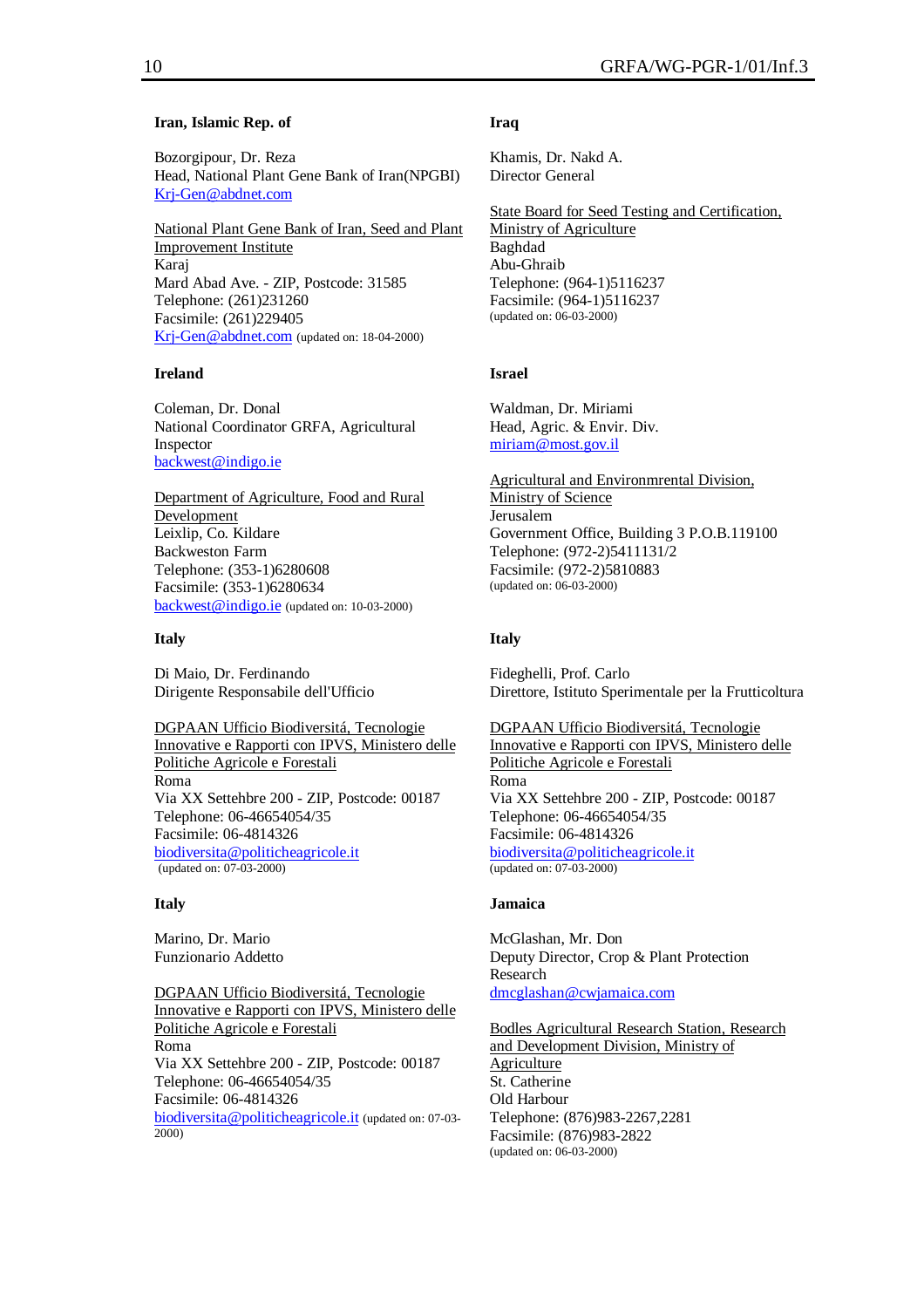**Iran, Islamic Rep. of**

Bozorgipour, Dr. Reza
Head, National Plant Gene Bank of Iran(NPGBI)
Krj-Gen@abdnet.com

National Plant Gene Bank of Iran, Seed and Plant Improvement Institute
Karaj
Mard Abad Ave. - ZIP, Postcode: 31585
Telephone: (261)231260
Facsimile: (261)229405
Krj-Gen@abdnet.com (updated on: 18-04-2000)

**Iraq**

Khamis, Dr. Nakd A.
Director General

State Board for Seed Testing and Certification, Ministry of Agriculture
Baghdad
Abu-Ghraib
Telephone: (964-1)5116237
Facsimile: (964-1)5116237
(updated on: 06-03-2000)

**Ireland**

Coleman, Dr. Donal
National Coordinator GRFA, Agricultural Inspector
backwest@indigo.ie

Department of Agriculture, Food and Rural Development
Leixlip, Co. Kildare
Backweston Farm
Telephone: (353-1)6280608
Facsimile: (353-1)6280634
backwest@indigo.ie (updated on: 10-03-2000)

**Israel**

Waldman, Dr. Miriami
Head, Agric. & Envir. Div.
miriam@most.gov.il

Agricultural and Environmrental Division, Ministry of Science
Jerusalem
Government Office, Building 3 P.O.B.119100
Telephone: (972-2)5411131/2
Facsimile: (972-2)5810883
(updated on: 06-03-2000)

**Italy**

Di Maio, Dr. Ferdinando
Dirigente Responsabile dell'Ufficio

DGPAAN Ufficio Biodiversitá, Tecnologie Innovative e Rapporti con IPVS, Ministero delle Politiche Agricole e Forestali
Roma
Via XX Settehbre 200 - ZIP, Postcode: 00187
Telephone: 06-46654054/35
Facsimile: 06-4814326
biodiversita@politicheagricole.it
(updated on: 07-03-2000)

**Italy**

Fideghelli, Prof. Carlo
Direttore, Istituto Sperimentale per la Frutticoltura

DGPAAN Ufficio Biodiversitá, Tecnologie Innovative e Rapporti con IPVS, Ministero delle Politiche Agricole e Forestali
Roma
Via XX Settehbre 200 - ZIP, Postcode: 00187
Telephone: 06-46654054/35
Facsimile: 06-4814326
biodiversita@politicheagricole.it
(updated on: 07-03-2000)

**Italy**

Marino, Dr. Mario
Funzionario Addetto

DGPAAN Ufficio Biodiversitá, Tecnologie Innovative e Rapporti con IPVS, Ministero delle Politiche Agricole e Forestali
Roma
Via XX Settehbre 200 - ZIP, Postcode: 00187
Telephone: 06-46654054/35
Facsimile: 06-4814326
biodiversita@politicheagricole.it (updated on: 07-03-2000)

**Jamaica**

McGlashan, Mr. Don
Deputy Director, Crop & Plant Protection Research
dmcglashan@cwjamaica.com

Bodles Agricultural Research Station, Research and Development Division, Ministry of Agriculture
St. Catherine
Old Harbour
Telephone: (876)983-2267,2281
Facsimile: (876)983-2822
(updated on: 06-03-2000)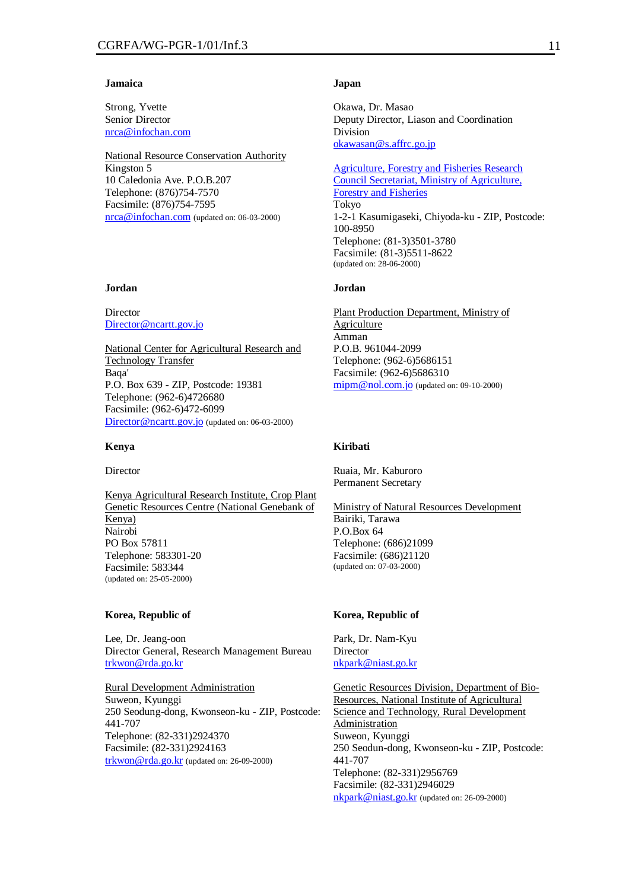**Jamaica**

Strong, Yvette
Senior Director
nrca@infochan.com

National Resource Conservation Authority
Kingston 5
10 Caledonia Ave. P.O.B.207
Telephone: (876)754-7570
Facsimile: (876)754-7595
nrca@infochan.com (updated on: 06-03-2000)

**Japan**

Okawa, Dr. Masao
Deputy Director, Liason and Coordination Division
okawasan@s.affrc.go.jp

Agriculture, Forestry and Fisheries Research Council Secretariat, Ministry of Agriculture, Forestry and Fisheries
Tokyo
1-2-1 Kasumigaseki, Chiyoda-ku - ZIP, Postcode: 100-8950
Telephone: (81-3)3501-3780
Facsimile: (81-3)5511-8622
(updated on: 28-06-2000)

**Jordan**

Director
Director@ncartt.gov.jo

National Center for Agricultural Research and Technology Transfer
Baqa'
P.O. Box 639 - ZIP, Postcode: 19381
Telephone: (962-6)4726680
Facsimile: (962-6)472-6099
Director@ncartt.gov.jo (updated on: 06-03-2000)

**Jordan**

Plant Production Department, Ministry of Agriculture
Amman
P.O.B. 961044-2099
Telephone: (962-6)5686151
Facsimile: (962-6)5686310
mipm@nol.com.jo (updated on: 09-10-2000)

**Kenya**

Director

Kenya Agricultural Research Institute, Crop Plant Genetic Resources Centre (National Genebank of Kenya)
Nairobi
PO Box 57811
Telephone: 583301-20
Facsimile: 583344
(updated on: 25-05-2000)

**Kiribati**

Ruaia, Mr. Kaburoro
Permanent Secretary

Ministry of Natural Resources Development
Bairiki, Tarawa
P.O.Box 64
Telephone: (686)21099
Facsimile: (686)21120
(updated on: 07-03-2000)

**Korea, Republic of**

Lee, Dr. Jeang-oon
Director General, Research Management Bureau
trkwon@rda.go.kr

Rural Development Administration
Suweon, Kyunggi
250 Seodung-dong, Kwonseon-ku - ZIP, Postcode: 441-707
Telephone: (82-331)2924370
Facsimile: (82-331)2924163
trkwon@rda.go.kr (updated on: 26-09-2000)

**Korea, Republic of**

Park, Dr. Nam-Kyu
Director
nkpark@niast.go.kr

Genetic Resources Division, Department of Bio-Resources, National Institute of Agricultural Science and Technology, Rural Development Administration
Suweon, Kyunggi
250 Seodun-dong, Kwonseon-ku - ZIP, Postcode: 441-707
Telephone: (82-331)2956769
Facsimile: (82-331)2946029
nkpark@niast.go.kr (updated on: 26-09-2000)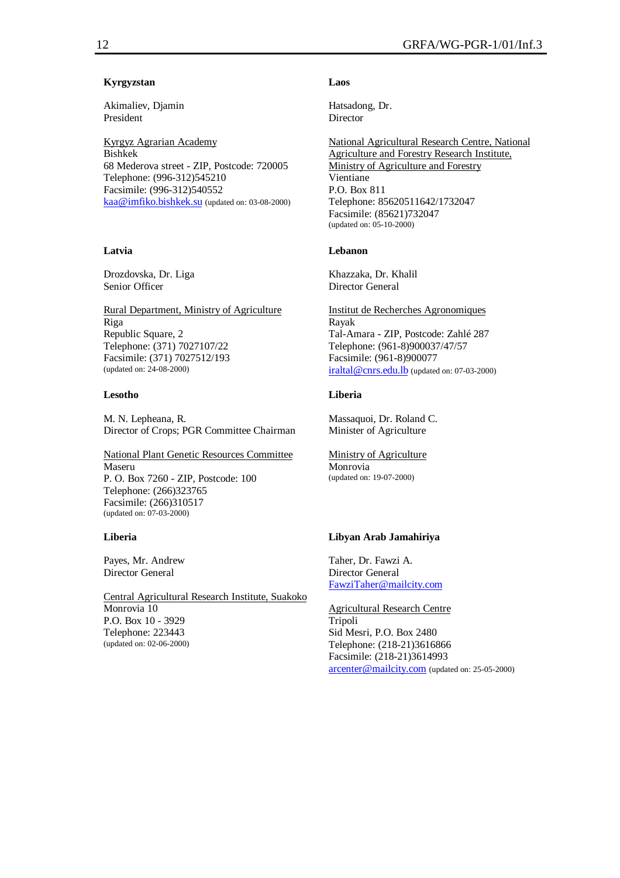**Kyrgyzstan**

Akimaliev, Djamin
President

Kyrgyz Agrarian Academy
Bishkek
68 Mederova street - ZIP, Postcode: 720005
Telephone: (996-312)545210
Facsimile: (996-312)540552
kaa@imfiko.bishkek.su (updated on: 03-08-2000)

**Laos**

Hatsadong, Dr.
Director

National Agricultural Research Centre, National Agriculture and Forestry Research Institute, Ministry of Agriculture and Forestry
Vientiane
P.O. Box 811
Telephone: 85620511642/1732047
Facsimile: (85621)732047
(updated on: 05-10-2000)

**Latvia**

Drozdovska, Dr. Liga
Senior Officer

Rural Department, Ministry of Agriculture
Riga
Republic Square, 2
Telephone: (371) 7027107/22
Facsimile: (371) 7027512/193
(updated on: 24-08-2000)

**Lebanon**

Khazzaka, Dr. Khalil
Director General

Institut de Recherches Agronomiques
Rayak
Tal-Amara - ZIP, Postcode: Zahlé 287
Telephone: (961-8)900037/47/57
Facsimile: (961-8)900077
iraltal@cnrs.edu.lb (updated on: 07-03-2000)

**Lesotho**

M. N. Lepheana, R.
Director of Crops; PGR Committee Chairman

National Plant Genetic Resources Committee
Maseru
P. O. Box 7260 - ZIP, Postcode: 100
Telephone: (266)323765
Facsimile: (266)310517
(updated on: 07-03-2000)

**Liberia**

Massaquoi, Dr. Roland C.
Minister of Agriculture

Ministry of Agriculture
Monrovia
(updated on: 19-07-2000)

**Liberia**

Payes, Mr. Andrew
Director General

Central Agricultural Research Institute, Suakoko
Monrovia 10
P.O. Box 10 - 3929
Telephone: 223443
(updated on: 02-06-2000)

**Libyan Arab Jamahiriya**

Taher, Dr. Fawzi A.
Director General
FawziTaher@mailcity.com

Agricultural Research Centre
Tripoli
Sid Mesri, P.O. Box 2480
Telephone: (218-21)3616866
Facsimile: (218-21)3614993
arcenter@mailcity.com (updated on: 25-05-2000)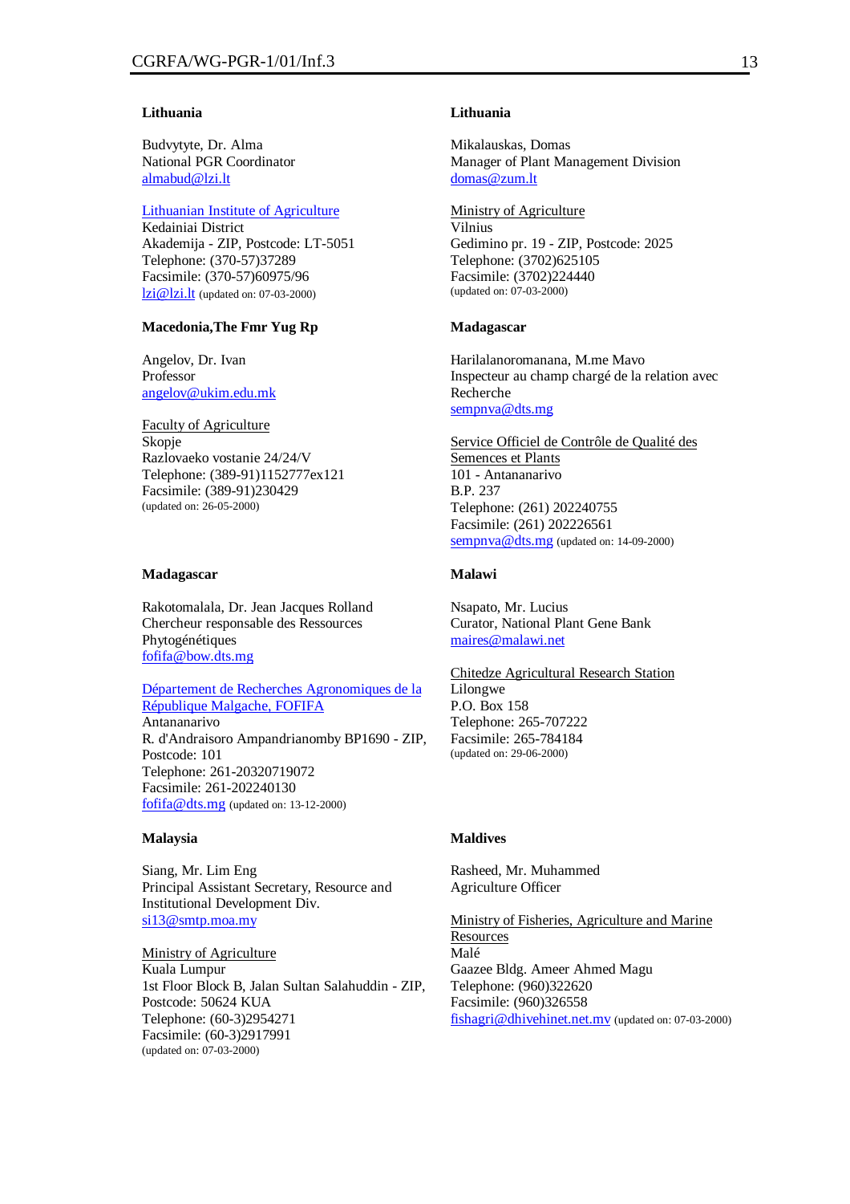### Lithuania

Budvytyte, Dr. Alma
National PGR Coordinator
almabud@lzi.lt

Lithuanian Institute of Agriculture
Kedainiai District
Akademija - ZIP, Postcode: LT-5051
Telephone: (370-57)37289
Facsimile: (370-57)60975/96
lzi@lzi.lt (updated on: 07-03-2000)

### Lithuania

Mikalauskas, Domas
Manager of Plant Management Division
domas@zum.lt

Ministry of Agriculture
Vilnius
Gedimino pr. 19 - ZIP, Postcode: 2025
Telephone: (3702)625105
Facsimile: (3702)224440
(updated on: 07-03-2000)

### Macedonia,The Fmr Yug Rp

Angelov, Dr. Ivan
Professor
angelov@ukim.edu.mk

Faculty of Agriculture
Skopje
Razlovaeko vostanie 24/24/V
Telephone: (389-91)1152777ex121
Facsimile: (389-91)230429
(updated on: 26-05-2000)

### Madagascar

Harilalanoromanana, M.me Mavo
Inspecteur au champ chargé de la relation avec Recherche
sempnva@dts.mg

Service Officiel de Contrôle de Qualité des Semences et Plants
101 - Antananarivo
B.P. 237
Telephone: (261) 202240755
Facsimile: (261) 202226561
sempnva@dts.mg (updated on: 14-09-2000)

### Madagascar

Rakotomalala, Dr. Jean Jacques Rolland
Chercheur responsable des Ressources Phytogénétiques
fofifa@bow.dts.mg

Département de Recherches Agronomiques de la République Malgache, FOFIFA
Antananarivo
R. d'Andraisoro Ampandrianomby BP1690 - ZIP, Postcode: 101
Telephone: 261-20320719072
Facsimile: 261-202240130
fofifa@dts.mg (updated on: 13-12-2000)

### Malawi

Nsapato, Mr. Lucius
Curator, National Plant Gene Bank
maires@malawi.net

Chitedze Agricultural Research Station
Lilongwe
P.O. Box 158
Telephone: 265-707222
Facsimile: 265-784184
(updated on: 29-06-2000)

### Malaysia

Siang, Mr. Lim Eng
Principal Assistant Secretary, Resource and Institutional Development Div.
si13@smtp.moa.my

Ministry of Agriculture
Kuala Lumpur
1st Floor Block B, Jalan Sultan Salahuddin - ZIP, Postcode: 50624 KUA
Telephone: (60-3)2954271
Facsimile: (60-3)2917991
(updated on: 07-03-2000)

### Maldives

Rasheed, Mr. Muhammed
Agriculture Officer

Ministry of Fisheries, Agriculture and Marine Resources
Malé
Gaazee Bldg. Ameer Ahmed Magu
Telephone: (960)322620
Facsimile: (960)326558
fishagri@dhivehinet.net.mv (updated on: 07-03-2000)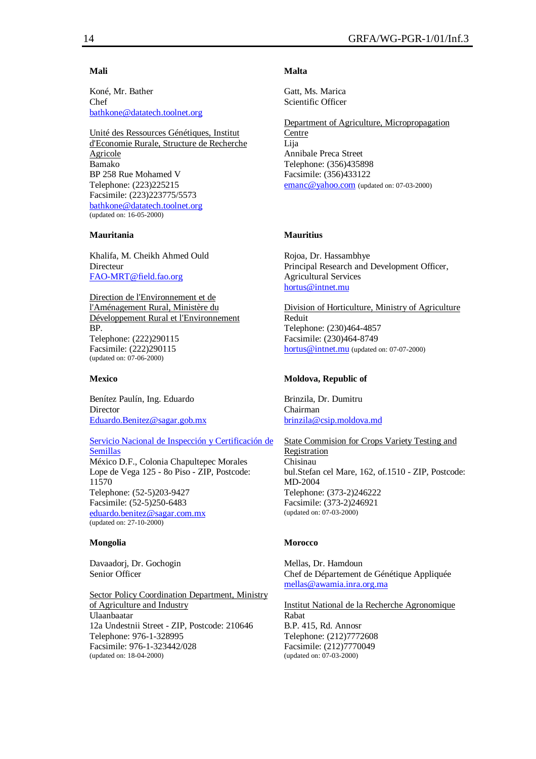**Mali**

Koné, Mr. Bather
Chef
bathkone@datatech.toolnet.org

Unité des Ressources Génétiques, Institut d'Economie Rurale, Structure de Recherche Agricole
Bamako
BP 258 Rue Mohamed V
Telephone: (223)225215
Facsimile: (223)223775/5573
bathkone@datatech.toolnet.org
(updated on: 16-05-2000)

**Malta**

Gatt, Ms. Marica
Scientific Officer

Department of Agriculture, Micropropagation Centre
Lija
Annibale Preca Street
Telephone: (356)435898
Facsimile: (356)433122
emanc@yahoo.com (updated on: 07-03-2000)

**Mauritania**

Khalifa, M. Cheikh Ahmed Ould
Directeur
FAO-MRT@field.fao.org

Direction de l'Environnement et de l'Aménagement Rural, Ministère du Développement Rural et l'Environnement
BP.
Telephone: (222)290115
Facsimile: (222)290115
(updated on: 07-06-2000)

**Mauritius**

Rojoa, Dr. Hassambhye
Principal Research and Development Officer, Agricultural Services
hortus@intnet.mu

Division of Horticulture, Ministry of Agriculture
Reduit
Telephone: (230)464-4857
Facsimile: (230)464-8749
hortus@intnet.mu (updated on: 07-07-2000)

**Mexico**

Benítez Paulín, Ing. Eduardo
Director
Eduardo.Benitez@sagar.gob.mx

Servicio Nacional de Inspección y Certificación de Semillas
México D.F., Colonia Chapultepec Morales
Lope de Vega 125 - 8o Piso - ZIP, Postcode: 11570
Telephone: (52-5)203-9427
Facsimile: (52-5)250-6483
eduardo.benitez@sagar.com.mx
(updated on: 27-10-2000)

**Moldova, Republic of**

Brinzila, Dr. Dumitru
Chairman
brinzila@csip.moldova.md

State Commision for Crops Variety Testing and Registration
Chisinau
bul.Stefan cel Mare, 162, of.1510 - ZIP, Postcode: MD-2004
Telephone: (373-2)246222
Facsimile: (373-2)246921
(updated on: 07-03-2000)

**Mongolia**

Davaadorj, Dr. Gochogin
Senior Officer

Sector Policy Coordination Department, Ministry of Agriculture and Industry
Ulaanbaatar
12a Undestnii Street - ZIP, Postcode: 210646
Telephone: 976-1-328995
Facsimile: 976-1-323442/028
(updated on: 18-04-2000)

**Morocco**

Mellas, Dr. Hamdoun
Chef de Département de Génétique Appliquée
mellas@awamia.inra.org.ma

Institut National de la Recherche Agronomique
Rabat
B.P. 415, Rd. Annosr
Telephone: (212)7772608
Facsimile: (212)7770049
(updated on: 07-03-2000)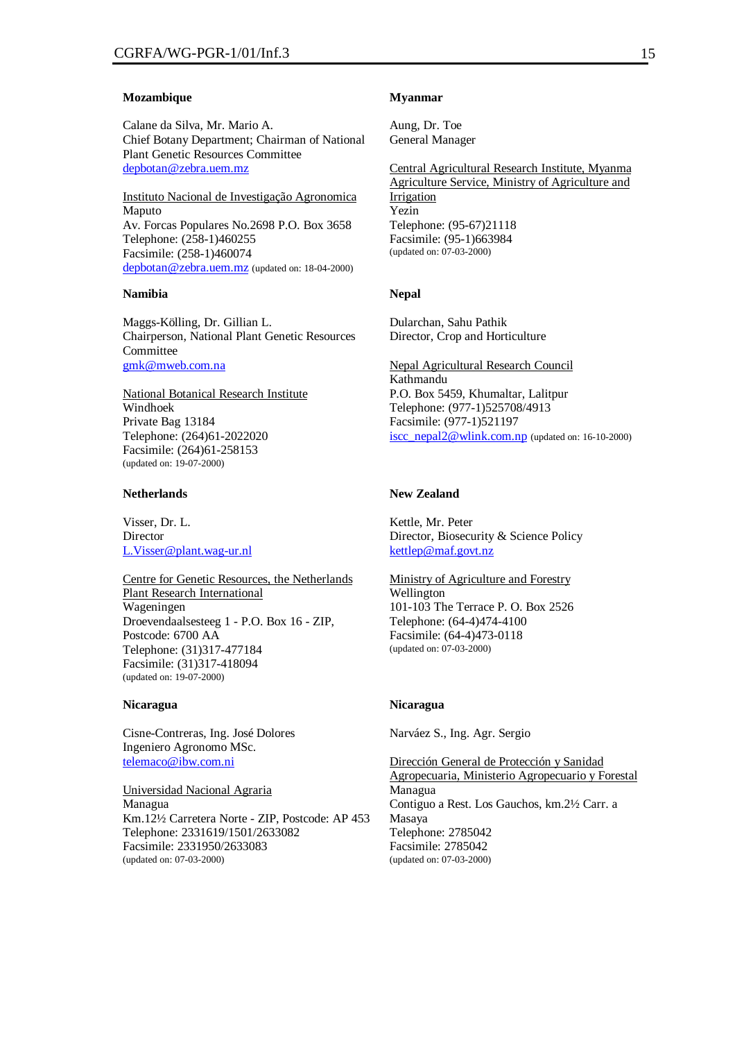**Mozambique**

Calane da Silva, Mr. Mario A.
Chief Botany Department; Chairman of National Plant Genetic Resources Committee
depbotan@zebra.uem.mz

Instituto Nacional de Investigação Agronomica
Maputo
Av. Forcas Populares No.2698 P.O. Box 3658
Telephone: (258-1)460255
Facsimile: (258-1)460074
depbotan@zebra.uem.mz (updated on: 18-04-2000)

**Myanmar**

Aung, Dr. Toe
General Manager

Central Agricultural Research Institute, Myanma Agriculture Service, Ministry of Agriculture and Irrigation
Yezin
Telephone: (95-67)21118
Facsimile: (95-1)663984
(updated on: 07-03-2000)

**Namibia**

Maggs-Kölling, Dr. Gillian L.
Chairperson, National Plant Genetic Resources Committee
gmk@mweb.com.na

National Botanical Research Institute
Windhoek
Private Bag 13184
Telephone: (264)61-2022020
Facsimile: (264)61-258153
(updated on: 19-07-2000)

**Nepal**

Dularchan, Sahu Pathik
Director, Crop and Horticulture

Nepal Agricultural Research Council
Kathmandu
P.O. Box 5459, Khumaltar, Lalitpur
Telephone: (977-1)525708/4913
Facsimile: (977-1)521197
iscc_nepal2@wlink.com.np (updated on: 16-10-2000)

**Netherlands**

Visser, Dr. L.
Director
L.Visser@plant.wag-ur.nl

Centre for Genetic Resources, the Netherlands Plant Research International
Wageningen
Droevendaalsesteeg 1 - P.O. Box 16 - ZIP, Postcode: 6700 AA
Telephone: (31)317-477184
Facsimile: (31)317-418094
(updated on: 19-07-2000)

**New Zealand**

Kettle, Mr. Peter
Director, Biosecurity & Science Policy
kettlep@maf.govt.nz

Ministry of Agriculture and Forestry
Wellington
101-103 The Terrace P. O. Box 2526
Telephone: (64-4)474-4100
Facsimile: (64-4)473-0118
(updated on: 07-03-2000)

**Nicaragua**

Cisne-Contreras, Ing. José Dolores
Ingeniero Agronomo MSc.
telemaco@ibw.com.ni

Universidad Nacional Agraria
Managua
Km.12½ Carretera Norte - ZIP, Postcode: AP 453
Telephone: 2331619/1501/2633082
Facsimile: 2331950/2633083
(updated on: 07-03-2000)

**Nicaragua**

Narváez S., Ing. Agr. Sergio

Dirección General de Protección y Sanidad Agropecuaria, Ministerio Agropecuario y Forestal
Managua
Contiguo a Rest. Los Gauchos, km.2½ Carr. a Masaya
Telephone: 2785042
Facsimile: 2785042
(updated on: 07-03-2000)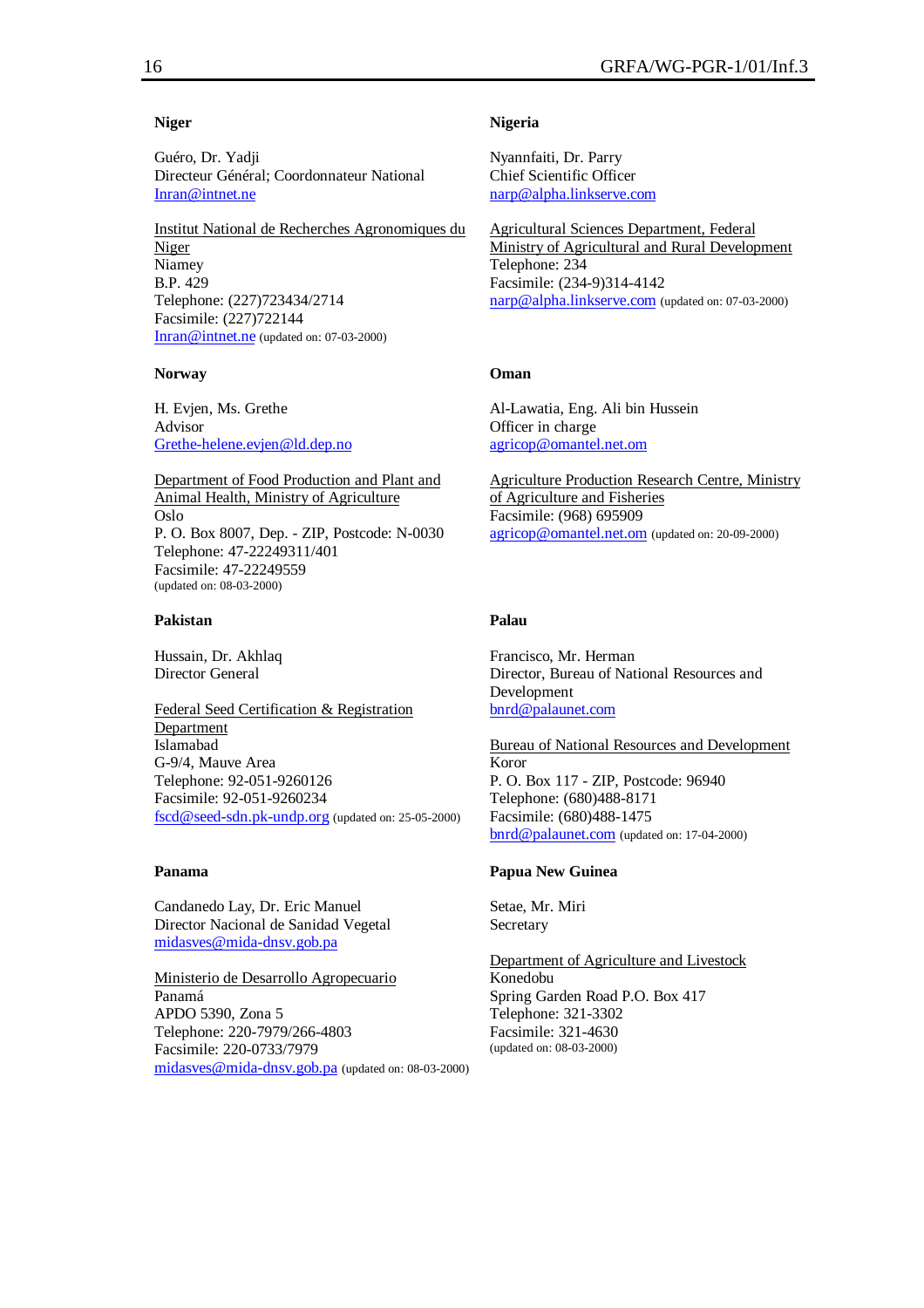**Niger**

Guéro, Dr. Yadji
Directeur Général; Coordonnateur National
Inran@intnet.ne

Institut National de Recherches Agronomiques du Niger
Niamey
B.P. 429
Telephone: (227)723434/2714
Facsimile: (227)722144
Inran@intnet.ne (updated on: 07-03-2000)

**Nigeria**

Nyannfaiti, Dr. Parry
Chief Scientific Officer
narp@alpha.linkserve.com

Agricultural Sciences Department, Federal Ministry of Agricultural and Rural Development
Telephone: 234
Facsimile: (234-9)314-4142
narp@alpha.linkserve.com (updated on: 07-03-2000)

**Norway**

H. Evjen, Ms. Grethe
Advisor
Grethe-helene.evjen@ld.dep.no

Department of Food Production and Plant and Animal Health, Ministry of Agriculture
Oslo
P. O. Box 8007, Dep. - ZIP, Postcode: N-0030
Telephone: 47-22249311/401
Facsimile: 47-22249559
(updated on: 08-03-2000)

**Oman**

Al-Lawatia, Eng. Ali bin Hussein
Officer in charge
agricop@omantel.net.om

Agriculture Production Research Centre, Ministry of Agriculture and Fisheries
Facsimile: (968) 695909
agricop@omantel.net.om (updated on: 20-09-2000)

**Pakistan**

Hussain, Dr. Akhlaq
Director General

Federal Seed Certification & Registration Department
Islamabad
G-9/4, Mauve Area
Telephone: 92-051-9260126
Facsimile: 92-051-9260234
fscd@seed-sdn.pk-undp.org (updated on: 25-05-2000)

**Palau**

Francisco, Mr. Herman
Director, Bureau of National Resources and Development
bnrd@palaunet.com

Bureau of National Resources and Development
Koror
P. O. Box 117 - ZIP, Postcode: 96940
Telephone: (680)488-8171
Facsimile: (680)488-1475
bnrd@palaunet.com (updated on: 17-04-2000)

**Panama**

Candanedo Lay, Dr. Eric Manuel
Director Nacional de Sanidad Vegetal
midasves@mida-dnsv.gob.pa

Ministerio de Desarrollo Agropecuario
Panamá
APDO 5390, Zona 5
Telephone: 220-7979/266-4803
Facsimile: 220-0733/7979
midasves@mida-dnsv.gob.pa (updated on: 08-03-2000)

**Papua New Guinea**

Setae, Mr. Miri
Secretary

Department of Agriculture and Livestock
Konedobu
Spring Garden Road P.O. Box 417
Telephone: 321-3302
Facsimile: 321-4630
(updated on: 08-03-2000)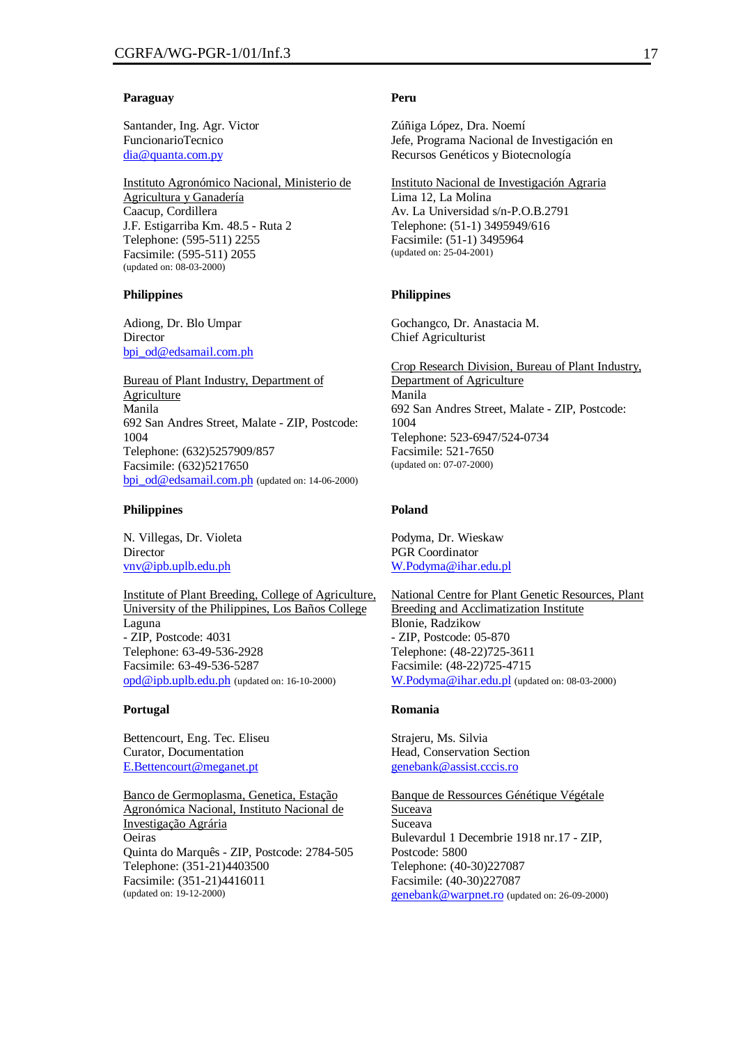**Paraguay**

Santander, Ing. Agr. Victor
FuncionarioTecnico
dia@quanta.com.py

Instituto Agronómico Nacional, Ministerio de Agricultura y Ganadería
Caacup, Cordillera
J.F. Estigarriba Km. 48.5 - Ruta 2
Telephone: (595-511) 2255
Facsimile: (595-511) 2055
(updated on: 08-03-2000)

**Peru**

Zúñiga López, Dra. Noemí
Jefe, Programa Nacional de Investigación en Recursos Genéticos y Biotecnología

Instituto Nacional de Investigación Agraria
Lima 12, La Molina
Av. La Universidad s/n-P.O.B.2791
Telephone: (51-1) 3495949/616
Facsimile: (51-1) 3495964
(updated on: 25-04-2001)

**Philippines**

Adiong, Dr. Blo Umpar
Director
bpi_od@edsamail.com.ph

Bureau of Plant Industry, Department of Agriculture
Manila
692 San Andres Street, Malate - ZIP, Postcode: 1004
Telephone: (632)5257909/857
Facsimile: (632)5217650
bpi_od@edsamail.com.ph (updated on: 14-06-2000)

**Philippines**

Gochangco, Dr. Anastacia M.
Chief Agriculturist

Crop Research Division, Bureau of Plant Industry, Department of Agriculture
Manila
692 San Andres Street, Malate - ZIP, Postcode: 1004
Telephone: 523-6947/524-0734
Facsimile: 521-7650
(updated on: 07-07-2000)

**Philippines**

N. Villegas, Dr. Violeta
Director
vnv@ipb.uplb.edu.ph

Institute of Plant Breeding, College of Agriculture, University of the Philippines, Los Baños College
Laguna
- ZIP, Postcode: 4031
Telephone: 63-49-536-2928
Facsimile: 63-49-536-5287
opd@ipb.uplb.edu.ph (updated on: 16-10-2000)

**Poland**

Podyma, Dr. Wieskaw
PGR Coordinator
W.Podyma@ihar.edu.pl

National Centre for Plant Genetic Resources, Plant Breeding and Acclimatization Institute
Blonie, Radzikow
- ZIP, Postcode: 05-870
Telephone: (48-22)725-3611
Facsimile: (48-22)725-4715
W.Podyma@ihar.edu.pl (updated on: 08-03-2000)

**Portugal**

Bettencourt, Eng. Tec. Eliseu
Curator, Documentation
E.Bettencourt@meganet.pt

Banco de Germoplasma, Genetica, Estação Agronómica Nacional, Instituto Nacional de Investigação Agrária
Oeiras
Quinta do Marquês - ZIP, Postcode: 2784-505
Telephone: (351-21)4403500
Facsimile: (351-21)4416011
(updated on: 19-12-2000)

**Romania**

Strajeru, Ms. Silvia
Head, Conservation Section
genebank@assist.cccis.ro

Banque de Ressources Génétique Végétale Suceava
Suceava
Bulevardul 1 Decembrie 1918 nr.17 - ZIP, Postcode: 5800
Telephone: (40-30)227087
Facsimile: (40-30)227087
genebank@warpnet.ro (updated on: 26-09-2000)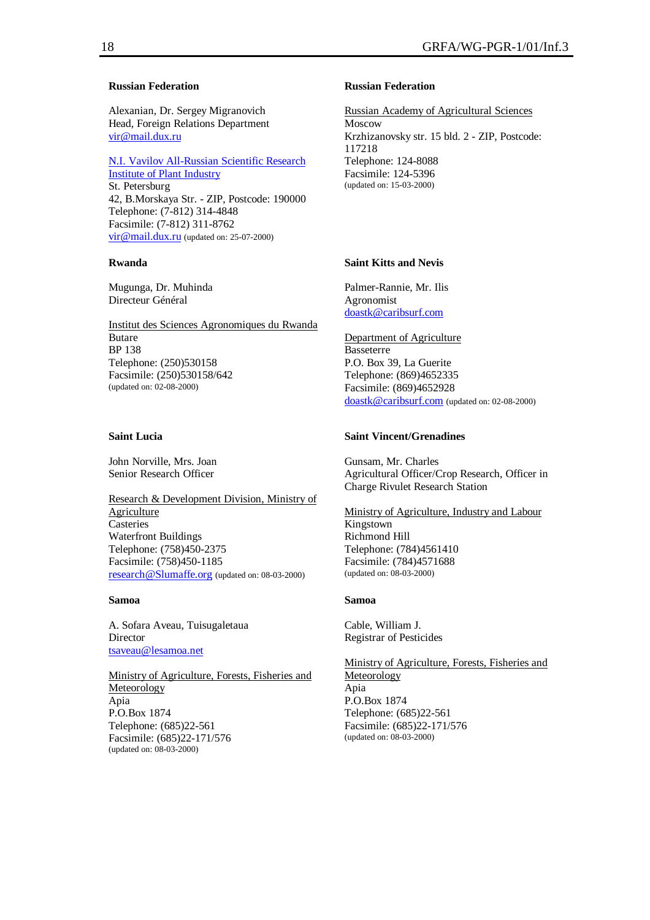**Russian Federation**

Alexanian, Dr. Sergey Migranovich
Head, Foreign Relations Department
vir@mail.dux.ru

N.I. Vavilov All-Russian Scientific Research Institute of Plant Industry
St. Petersburg
42, B.Morskaya Str. - ZIP, Postcode: 190000
Telephone: (7-812) 314-4848
Facsimile: (7-812) 311-8762
vir@mail.dux.ru (updated on: 25-07-2000)

**Russian Federation**

Russian Academy of Agricultural Sciences
Moscow
Krzhizanovsky str. 15 bld. 2 - ZIP, Postcode: 117218
Telephone: 124-8088
Facsimile: 124-5396
(updated on: 15-03-2000)

**Rwanda**

Mugunga, Dr. Muhinda
Directeur Général

Institut des Sciences Agronomiques du Rwanda
Butare
BP 138
Telephone: (250)530158
Facsimile: (250)530158/642
(updated on: 02-08-2000)

**Saint Kitts and Nevis**

Palmer-Rannie, Mr. Ilis
Agronomist
doastk@caribsurf.com

Department of Agriculture
Basseterre
P.O. Box 39, La Guerite
Telephone: (869)4652335
Facsimile: (869)4652928
doastk@caribsurf.com (updated on: 02-08-2000)

**Saint Lucia**

John Norville, Mrs. Joan
Senior Research Officer

Research & Development Division, Ministry of Agriculture
Casteries
Waterfront Buildings
Telephone: (758)450-2375
Facsimile: (758)450-1185
research@Slumaffe.org (updated on: 08-03-2000)

**Saint Vincent/Grenadines**

Gunsam, Mr. Charles
Agricultural Officer/Crop Research, Officer in Charge Rivulet Research Station

Ministry of Agriculture, Industry and Labour
Kingstown
Richmond Hill
Telephone: (784)4561410
Facsimile: (784)4571688
(updated on: 08-03-2000)

**Samoa**

A. Sofara Aveau, Tuisugaletaua
Director
tsaveau@lesamoa.net

Ministry of Agriculture, Forests, Fisheries and Meteorology
Apia
P.O.Box 1874
Telephone: (685)22-561
Facsimile: (685)22-171/576
(updated on: 08-03-2000)

**Samoa**

Cable, William J.
Registrar of Pesticides

Ministry of Agriculture, Forests, Fisheries and Meteorology
Apia
P.O.Box 1874
Telephone: (685)22-561
Facsimile: (685)22-171/576
(updated on: 08-03-2000)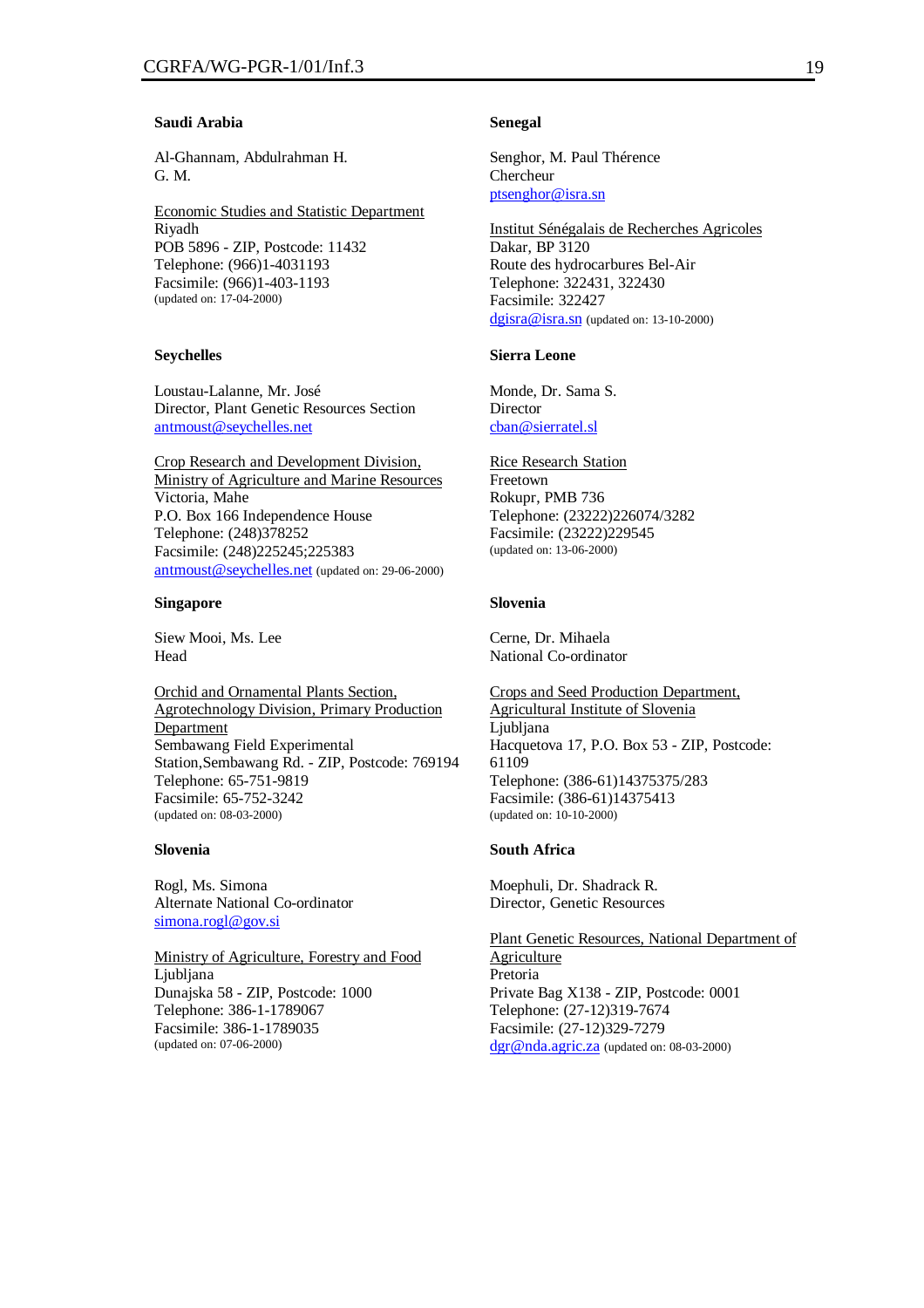**Saudi Arabia**

Al-Ghannam, Abdulrahman H.
G. M.

Economic Studies and Statistic Department
Riyadh
POB 5896 - ZIP, Postcode: 11432
Telephone: (966)1-4031193
Facsimile: (966)1-403-1193
(updated on: 17-04-2000)

**Senegal**

Senghor, M. Paul Thérence
Chercheur
ptsenghor@isra.sn

Institut Sénégalais de Recherches Agricoles
Dakar, BP 3120
Route des hydrocarbures Bel-Air
Telephone: 322431, 322430
Facsimile: 322427
dgisra@isra.sn (updated on: 13-10-2000)

**Seychelles**

Loustau-Lalanne, Mr. José
Director, Plant Genetic Resources Section
antmoust@seychelles.net

Crop Research and Development Division,
Ministry of Agriculture and Marine Resources
Victoria, Mahe
P.O. Box 166 Independence House
Telephone: (248)378252
Facsimile: (248)225245;225383
antmoust@seychelles.net (updated on: 29-06-2000)

**Sierra Leone**

Monde, Dr. Sama S.
Director
cban@sierratel.sl

Rice Research Station
Freetown
Rokupr, PMB 736
Telephone: (23222)226074/3282
Facsimile: (23222)229545
(updated on: 13-06-2000)

**Singapore**

Siew Mooi, Ms. Lee
Head

Orchid and Ornamental Plants Section,
Agrotechnology Division, Primary Production Department
Sembawang Field Experimental Station,Sembawang Rd. - ZIP, Postcode: 769194
Telephone: 65-751-9819
Facsimile: 65-752-3242
(updated on: 08-03-2000)

**Slovenia**

Cerne, Dr. Mihaela
National Co-ordinator

Crops and Seed Production Department,
Agricultural Institute of Slovenia
Ljubljana
Hacquetova 17, P.O. Box 53 - ZIP, Postcode: 61109
Telephone: (386-61)14375375/283
Facsimile: (386-61)14375413
(updated on: 10-10-2000)

**Slovenia**

Rogl, Ms. Simona
Alternate National Co-ordinator
simona.rogl@gov.si

Ministry of Agriculture, Forestry and Food
Ljubljana
Dunajska 58 - ZIP, Postcode: 1000
Telephone: 386-1-1789067
Facsimile: 386-1-1789035
(updated on: 07-06-2000)

**South Africa**

Moephuli, Dr. Shadrack R.
Director, Genetic Resources

Plant Genetic Resources, National Department of Agriculture
Pretoria
Private Bag X138 - ZIP, Postcode: 0001
Telephone: (27-12)319-7674
Facsimile: (27-12)329-7279
dgr@nda.agric.za (updated on: 08-03-2000)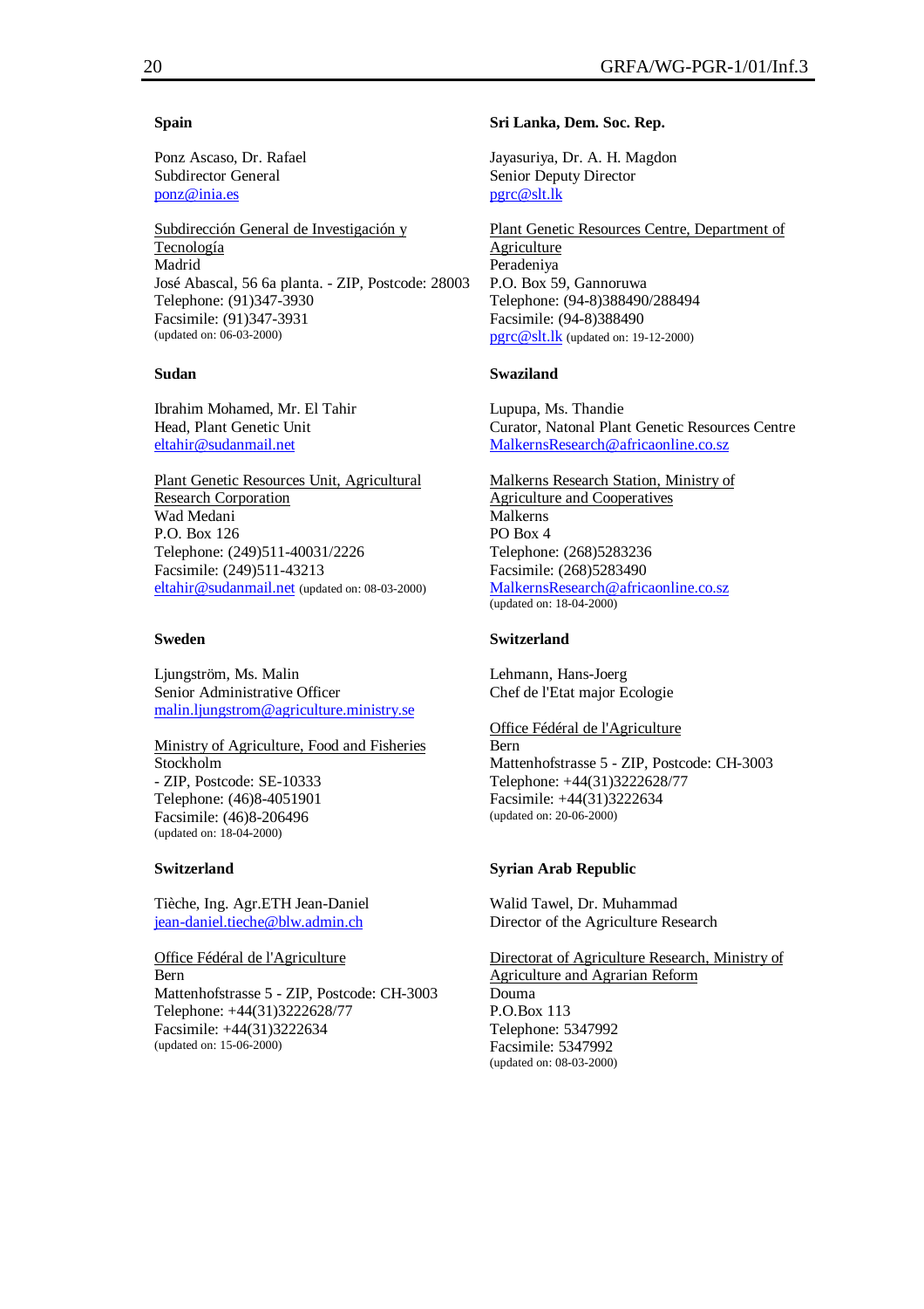**Spain**

Ponz Ascaso, Dr. Rafael
Subdirector General
ponz@inia.es

Subdirección General de Investigación y Tecnología
Madrid
José Abascal, 56 6a planta. - ZIP, Postcode: 28003
Telephone: (91)347-3930
Facsimile: (91)347-3931
(updated on: 06-03-2000)

**Sudan**

Ibrahim Mohamed, Mr. El Tahir
Head, Plant Genetic Unit
eltahir@sudanmail.net

Plant Genetic Resources Unit, Agricultural Research Corporation
Wad Medani
P.O. Box 126
Telephone: (249)511-40031/2226
Facsimile: (249)511-43213
eltahir@sudanmail.net (updated on: 08-03-2000)

**Sweden**

Ljungström, Ms. Malin
Senior Administrative Officer
malin.ljungstrom@agriculture.ministry.se

Ministry of Agriculture, Food and Fisheries
Stockholm
- ZIP, Postcode: SE-10333
Telephone: (46)8-4051901
Facsimile: (46)8-206496
(updated on: 18-04-2000)

**Switzerland**

Tièche, Ing. Agr.ETH Jean-Daniel
jean-daniel.tieche@blw.admin.ch

Office Fédéral de l'Agriculture
Bern
Mattenhofstrasse 5 - ZIP, Postcode: CH-3003
Telephone: +44(31)3222628/77
Facsimile: +44(31)3222634
(updated on: 15-06-2000)

**Sri Lanka, Dem. Soc. Rep.**

Jayasuriya, Dr. A. H. Magdon
Senior Deputy Director
pgrc@slt.lk

Plant Genetic Resources Centre, Department of Agriculture
Peradeniya
P.O. Box 59, Gannoruwa
Telephone: (94-8)388490/288494
Facsimile: (94-8)388490
pgrc@slt.lk (updated on: 19-12-2000)

**Swaziland**

Lupupa, Ms. Thandie
Curator, Natonal Plant Genetic Resources Centre
MalkernsResearch@africaonline.co.sz

Malkerns Research Station, Ministry of Agriculture and Cooperatives
Malkerns
PO Box 4
Telephone: (268)5283236
Facsimile: (268)5283490
MalkernsResearch@africaonline.co.sz
(updated on: 18-04-2000)

**Switzerland**

Lehmann, Hans-Joerg
Chef de l'Etat major Ecologie

Office Fédéral de l'Agriculture
Bern
Mattenhofstrasse 5 - ZIP, Postcode: CH-3003
Telephone: +44(31)3222628/77
Facsimile: +44(31)3222634
(updated on: 20-06-2000)

**Syrian Arab Republic**

Walid Tawel, Dr. Muhammad
Director of the Agriculture Research

Directorat of Agriculture Research, Ministry of Agriculture and Agrarian Reform
Douma
P.O.Box 113
Telephone: 5347992
Facsimile: 5347992
(updated on: 08-03-2000)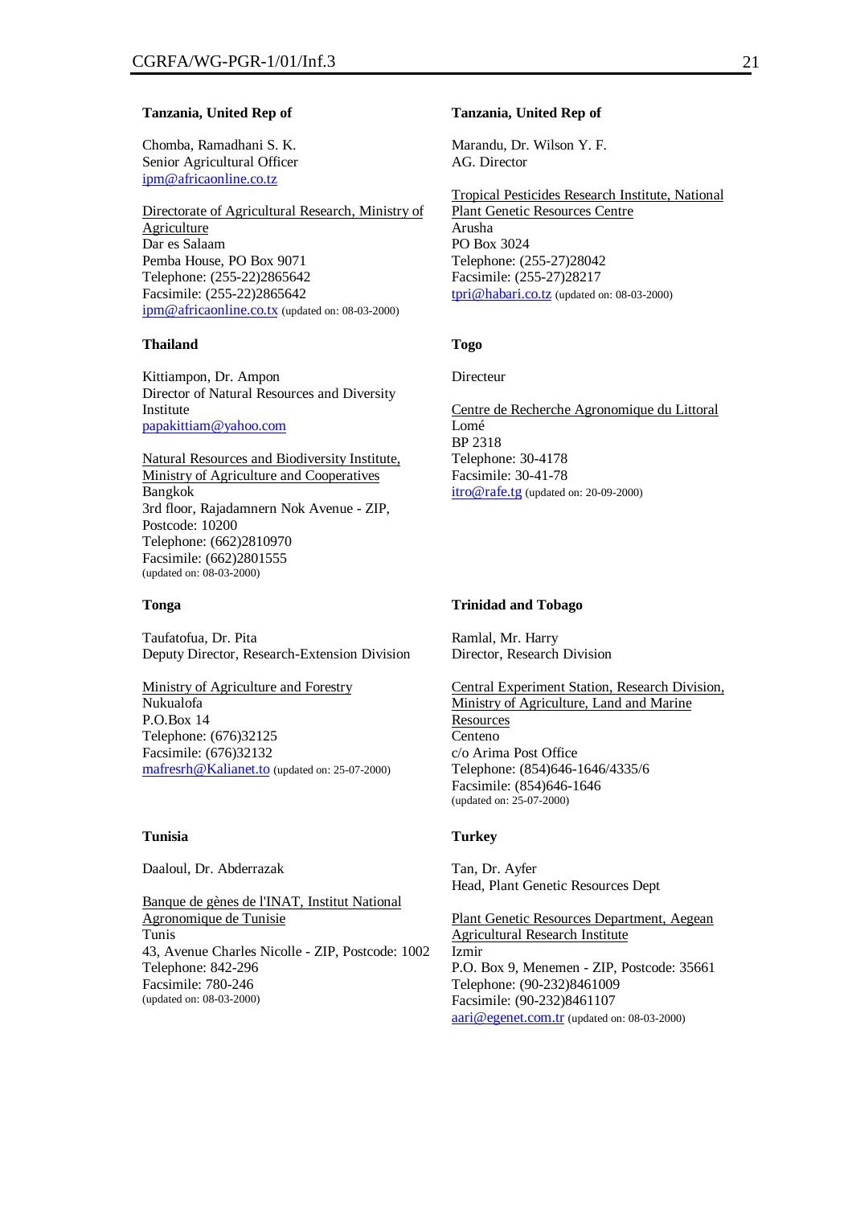**Tanzania, United Rep of**

Chomba, Ramadhani S. K.
Senior Agricultural Officer
ipm@africaonline.co.tz

Directorate of Agricultural Research, Ministry of Agriculture
Dar es Salaam
Pemba House, PO Box 9071
Telephone: (255-22)2865642
Facsimile: (255-22)2865642
ipm@africaonline.co.tx (updated on: 08-03-2000)

**Tanzania, United Rep of**

Marandu, Dr. Wilson Y. F.
AG. Director

Tropical Pesticides Research Institute, National Plant Genetic Resources Centre
Arusha
PO Box 3024
Telephone: (255-27)28042
Facsimile: (255-27)28217
tpri@habari.co.tz (updated on: 08-03-2000)

**Thailand**

Kittiampon, Dr. Ampon
Director of Natural Resources and Diversity Institute
papakittiam@yahoo.com

Natural Resources and Biodiversity Institute, Ministry of Agriculture and Cooperatives
Bangkok
3rd floor, Rajadamnern Nok Avenue - ZIP, Postcode: 10200
Telephone: (662)2810970
Facsimile: (662)2801555
(updated on: 08-03-2000)

**Togo**

Directeur

Centre de Recherche Agronomique du Littoral
Lomé
BP 2318
Telephone: 30-4178
Facsimile: 30-41-78
itro@rafe.tg (updated on: 20-09-2000)

**Tonga**

Taufatofua, Dr. Pita
Deputy Director, Research-Extension Division

Ministry of Agriculture and Forestry
Nukualofa
P.O.Box 14
Telephone: (676)32125
Facsimile: (676)32132
mafresrh@Kalianet.to (updated on: 25-07-2000)

**Trinidad and Tobago**

Ramlal, Mr. Harry
Director, Research Division

Central Experiment Station, Research Division, Ministry of Agriculture, Land and Marine Resources
Centeno
c/o Arima Post Office
Telephone: (854)646-1646/4335/6
Facsimile: (854)646-1646
(updated on: 25-07-2000)

**Tunisia**

Daaloul, Dr. Abderrazak

Banque de gènes de l'INAT, Institut National Agronomique de Tunisie
Tunis
43, Avenue Charles Nicolle - ZIP, Postcode: 1002
Telephone: 842-296
Facsimile: 780-246
(updated on: 08-03-2000)

**Turkey**

Tan, Dr. Ayfer
Head, Plant Genetic Resources Dept

Plant Genetic Resources Department, Aegean Agricultural Research Institute
Izmir
P.O. Box 9, Menemen - ZIP, Postcode: 35661
Telephone: (90-232)8461009
Facsimile: (90-232)8461107
aari@egenet.com.tr (updated on: 08-03-2000)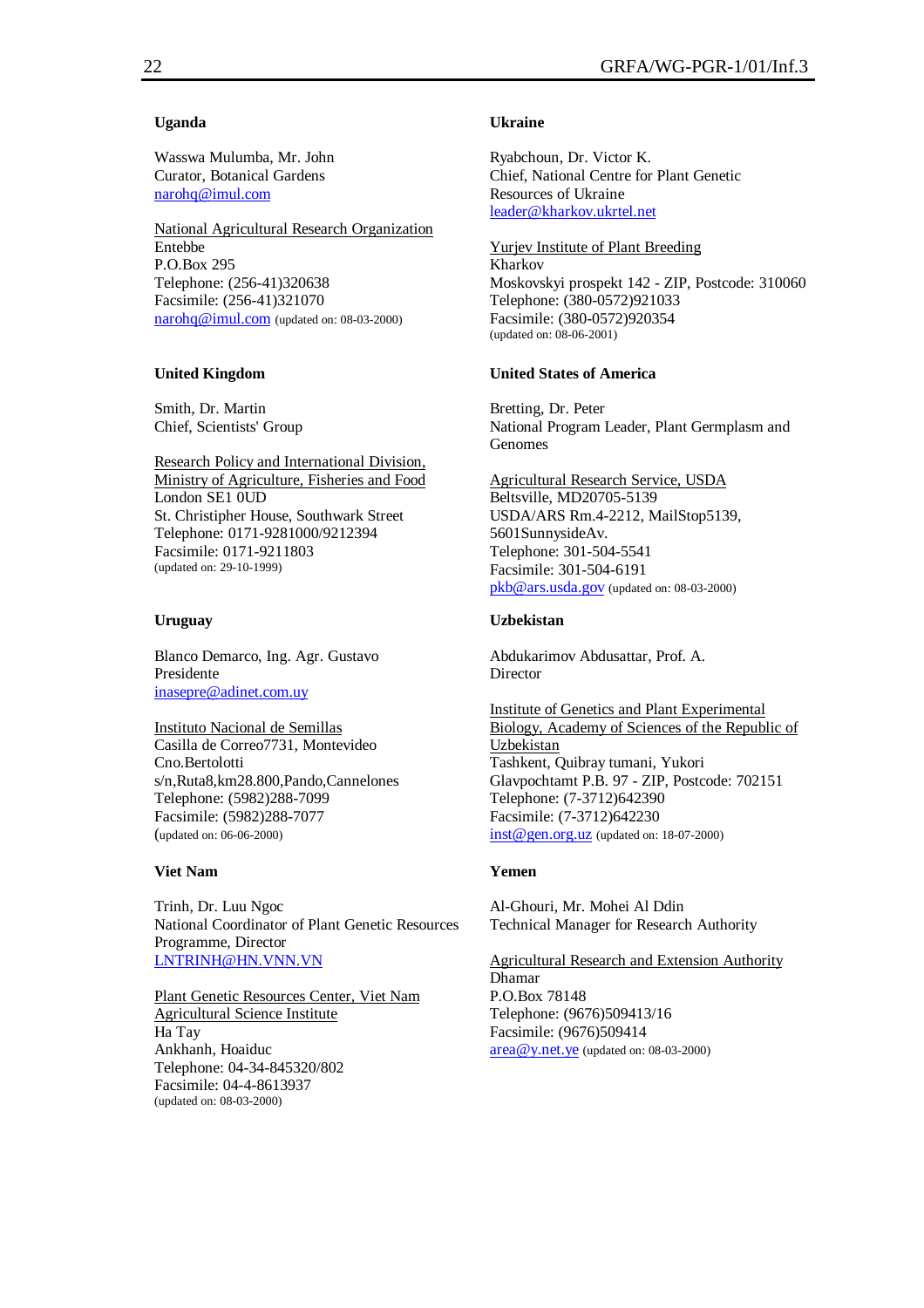**Uganda**

Wasswa Mulumba, Mr. John
Curator, Botanical Gardens
narohq@imul.com

National Agricultural Research Organization
Entebbe
P.O.Box 295
Telephone: (256-41)320638
Facsimile: (256-41)321070
narohq@imul.com (updated on: 08-03-2000)

**Ukraine**

Ryabchoun, Dr. Victor K.
Chief, National Centre for Plant Genetic Resources of Ukraine
leader@kharkov.ukrtel.net

Yurjev Institute of Plant Breeding
Kharkov
Moskovskyi prospekt 142 - ZIP, Postcode: 310060
Telephone: (380-0572)921033
Facsimile: (380-0572)920354
(updated on: 08-06-2001)

**United Kingdom**

Smith, Dr. Martin
Chief, Scientists' Group

Research Policy and International Division, Ministry of Agriculture, Fisheries and Food
London SE1 0UD
St. Christipher House, Southwark Street
Telephone: 0171-9281000/9212394
Facsimile: 0171-9211803
(updated on: 29-10-1999)

**United States of America**

Bretting, Dr. Peter
National Program Leader, Plant Germplasm and Genomes

Agricultural Research Service, USDA
Beltsville, MD20705-5139
USDA/ARS Rm.4-2212, MailStop5139, 5601SunnysideAv.
Telephone: 301-504-5541
Facsimile: 301-504-6191
pkb@ars.usda.gov (updated on: 08-03-2000)

**Uruguay**

Blanco Demarco, Ing. Agr. Gustavo
Presidente
inasepre@adinet.com.uy

Instituto Nacional de Semillas
Casilla de Correo7731, Montevideo
Cno.Bertolotti s/n,Ruta8,km28.800,Pando,Cannelones
Telephone: (5982)288-7099
Facsimile: (5982)288-7077
(updated on: 06-06-2000)

**Uzbekistan**

Abdukarimov Abdusattar, Prof. A.
Director

Institute of Genetics and Plant Experimental Biology, Academy of Sciences of the Republic of Uzbekistan
Tashkent, Quibray tumani, Yukori
Glavpochtamt P.B. 97 - ZIP, Postcode: 702151
Telephone: (7-3712)642390
Facsimile: (7-3712)642230
inst@gen.org.uz (updated on: 18-07-2000)

**Viet Nam**

Trinh, Dr. Luu Ngoc
National Coordinator of Plant Genetic Resources Programme, Director
LNTRINH@HN.VNN.VN

Plant Genetic Resources Center, Viet Nam Agricultural Science Institute
Ha Tay
Ankhanh, Hoaiduc
Telephone: 04-34-845320/802
Facsimile: 04-4-8613937
(updated on: 08-03-2000)

**Yemen**

Al-Ghouri, Mr. Mohei Al Ddin
Technical Manager for Research Authority

Agricultural Research and Extension Authority
Dhamar
P.O.Box 78148
Telephone: (9676)509413/16
Facsimile: (9676)509414
area@y.net.ye (updated on: 08-03-2000)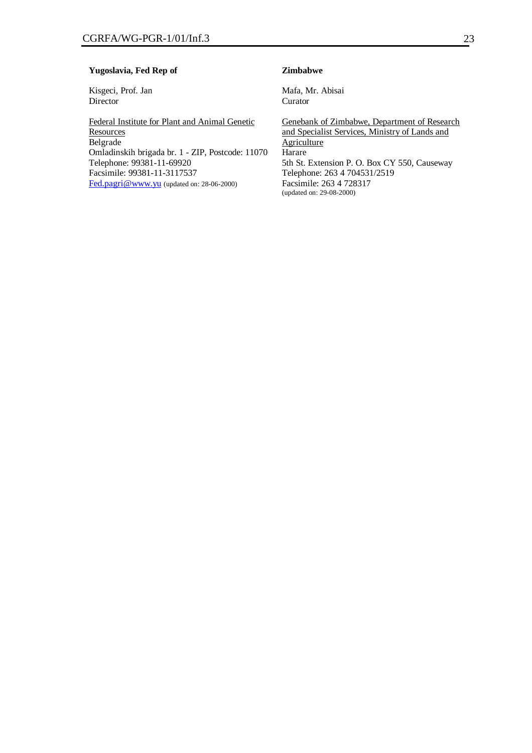**Yugoslavia, Fed Rep of**

Kisgeci, Prof. Jan
Director

Federal Institute for Plant and Animal Genetic Resources
Belgrade
Omladinskih brigada br. 1 - ZIP, Postcode: 11070
Telephone: 99381-11-69920
Facsimile: 99381-11-3117537
Fed.pagri@www.yu (updated on: 28-06-2000)

**Zimbabwe**

Mafa, Mr. Abisai
Curator

Genebank of Zimbabwe, Department of Research and Specialist Services, Ministry of Lands and Agriculture
Harare
5th St. Extension P. O. Box CY 550, Causeway
Telephone: 263 4 704531/2519
Facsimile: 263 4 728317
(updated on: 29-08-2000)